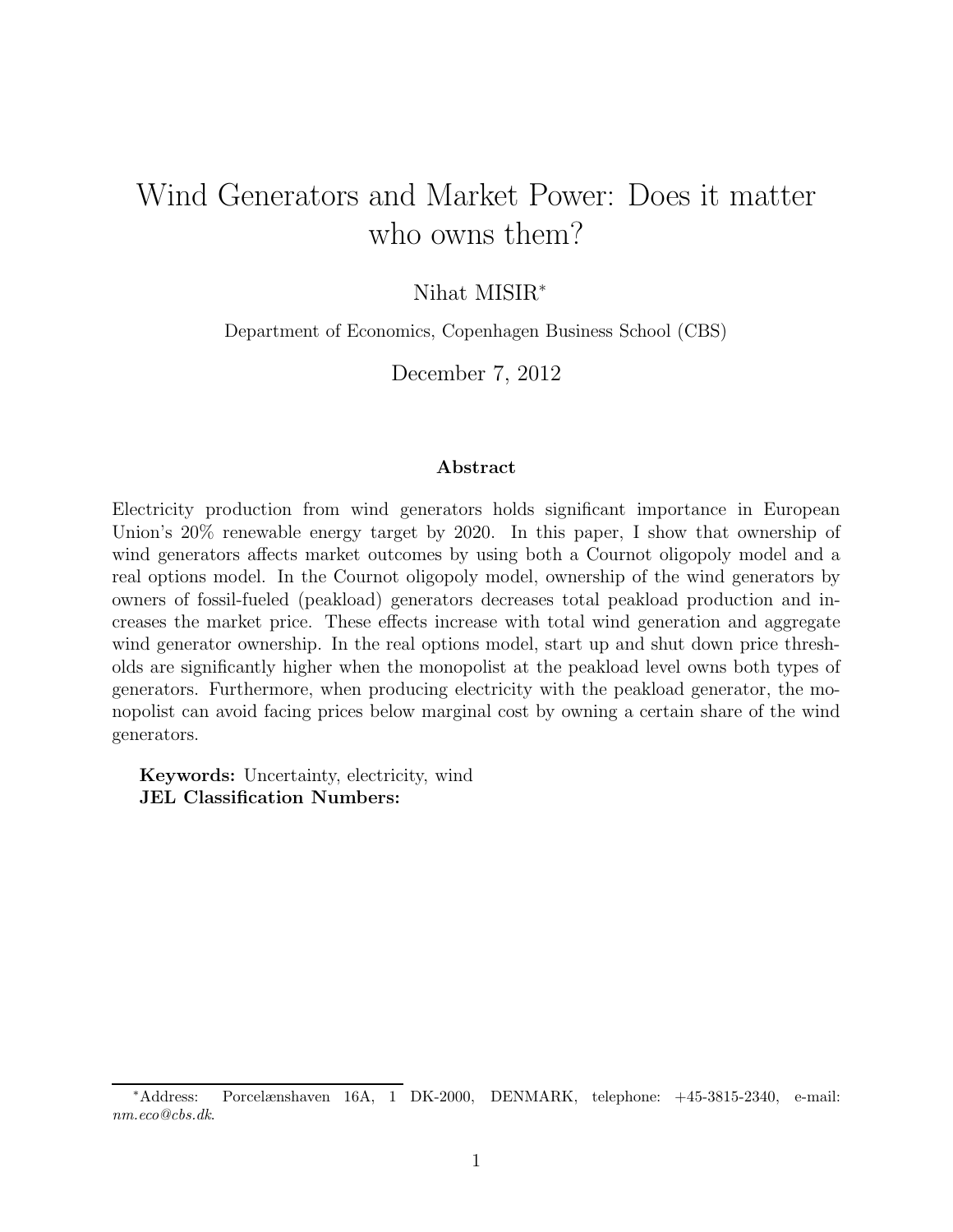# Wind Generators and Market Power: Does it matter who owns them?

Nihat MISIR[*]

Department of Economics, Copenhagen Business School (CBS)

December 7, 2012

### Abstract

Electricity production from wind generators holds significant importance in European Union's 20% renewable energy target by 2020. In this paper, I show that ownership of wind generators affects market outcomes by using both a Cournot oligopoly model and a real options model. In the Cournot oligopoly model, ownership of the wind generators by owners of fossil-fueled (peakload) generators decreases total peakload production and increases the market price. These effects increase with total wind generation and aggregate wind generator ownership. In the real options model, start up and shut down price thresholds are significantly higher when the monopolist at the peakload level owns both types of generators. Furthermore, when producing electricity with the peakload generator, the monopolist can avoid facing prices below marginal cost by owning a certain share of the wind generators.

**Keywords:** Uncertainty, electricity, wind
**JEL Classification Numbers:**

---

[*]Address: Porcelænshaven 16A, 1 DK-2000, DENMARK, telephone: +45-3815-2340, e-mail: *nm.eco@cbs.dk*.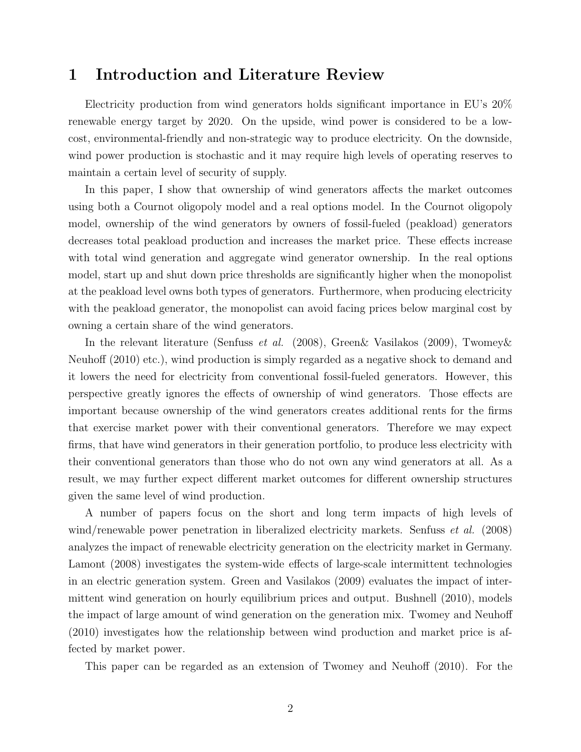# 1 Introduction and Literature Review

Electricity production from wind generators holds significant importance in EU's 20% renewable energy target by 2020. On the upside, wind power is considered to be a low-cost, environmental-friendly and non-strategic way to produce electricity. On the downside, wind power production is stochastic and it may require high levels of operating reserves to maintain a certain level of security of supply.

In this paper, I show that ownership of wind generators affects the market outcomes using both a Cournot oligopoly model and a real options model. In the Cournot oligopoly model, ownership of the wind generators by owners of fossil-fueled (peakload) generators decreases total peakload production and increases the market price. These effects increase with total wind generation and aggregate wind generator ownership. In the real options model, start up and shut down price thresholds are significantly higher when the monopolist at the peakload level owns both types of generators. Furthermore, when producing electricity with the peakload generator, the monopolist can avoid facing prices below marginal cost by owning a certain share of the wind generators.

In the relevant literature (Senfuss *et al.* (2008), Green& Vasilakos (2009), Twomey& Neuhoff (2010) etc.), wind production is simply regarded as a negative shock to demand and it lowers the need for electricity from conventional fossil-fueled generators. However, this perspective greatly ignores the effects of ownership of wind generators. Those effects are important because ownership of the wind generators creates additional rents for the firms that exercise market power with their conventional generators. Therefore we may expect firms, that have wind generators in their generation portfolio, to produce less electricity with their conventional generators than those who do not own any wind generators at all. As a result, we may further expect different market outcomes for different ownership structures given the same level of wind production.

A number of papers focus on the short and long term impacts of high levels of wind/renewable power penetration in liberalized electricity markets. Senfuss *et al.* (2008) analyzes the impact of renewable electricity generation on the electricity market in Germany. Lamont (2008) investigates the system-wide effects of large-scale intermittent technologies in an electric generation system. Green and Vasilakos (2009) evaluates the impact of intermittent wind generation on hourly equilibrium prices and output. Bushnell (2010), models the impact of large amount of wind generation on the generation mix. Twomey and Neuhoff (2010) investigates how the relationship between wind production and market price is affected by market power.

This paper can be regarded as an extension of Twomey and Neuhoff (2010). For the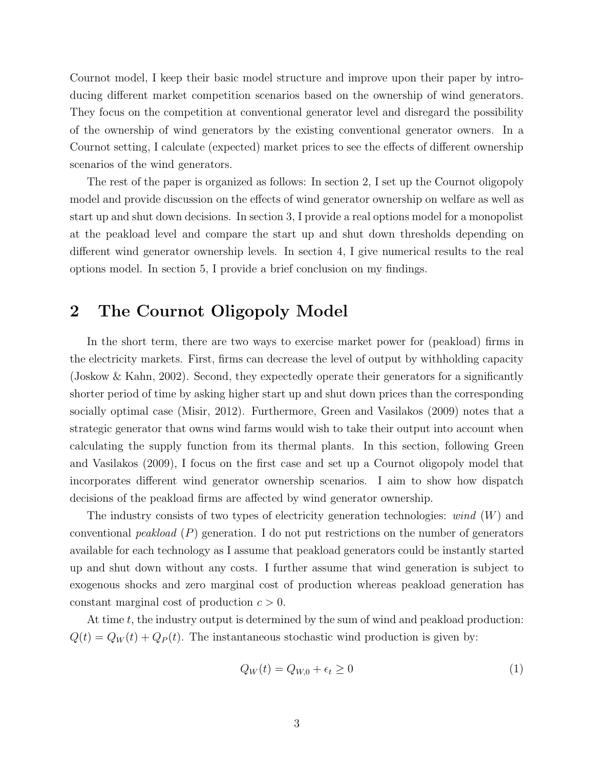Cournot model, I keep their basic model structure and improve upon their paper by introducing different market competition scenarios based on the ownership of wind generators. They focus on the competition at conventional generator level and disregard the possibility of the ownership of wind generators by the existing conventional generator owners. In a Cournot setting, I calculate (expected) market prices to see the effects of different ownership scenarios of the wind generators.

The rest of the paper is organized as follows: In section 2, I set up the Cournot oligopoly model and provide discussion on the effects of wind generator ownership on welfare as well as start up and shut down decisions. In section 3, I provide a real options model for a monopolist at the peakload level and compare the start up and shut down thresholds depending on different wind generator ownership levels. In section 4, I give numerical results to the real options model. In section 5, I provide a brief conclusion on my findings.

# 2 The Cournot Oligopoly Model

In the short term, there are two ways to exercise market power for (peakload) firms in the electricity markets. First, firms can decrease the level of output by withholding capacity (Joskow & Kahn, 2002). Second, they expectedly operate their generators for a significantly shorter period of time by asking higher start up and shut down prices than the corresponding socially optimal case (Misir, 2012). Furthermore, Green and Vasilakos (2009) notes that a strategic generator that owns wind farms would wish to take their output into account when calculating the supply function from its thermal plants. In this section, following Green and Vasilakos (2009), I focus on the first case and set up a Cournot oligopoly model that incorporates different wind generator ownership scenarios. I aim to show how dispatch decisions of the peakload firms are affected by wind generator ownership.

The industry consists of two types of electricity generation technologies: *wind* ($W$) and conventional *peakload* ($P$) generation. I do not put restrictions on the number of generators available for each technology as I assume that peakload generators could be instantly started up and shut down without any costs. I further assume that wind generation is subject to exogenous shocks and zero marginal cost of production whereas peakload generation has constant marginal cost of production $c > 0$.

At time $t$, the industry output is determined by the sum of wind and peakload production: $Q(t) = Q_W(t) + Q_P(t)$. The instantaneous stochastic wind production is given by:

$$Q_W(t) = Q_{W,0} + \epsilon_t \geq 0 \tag{1}$$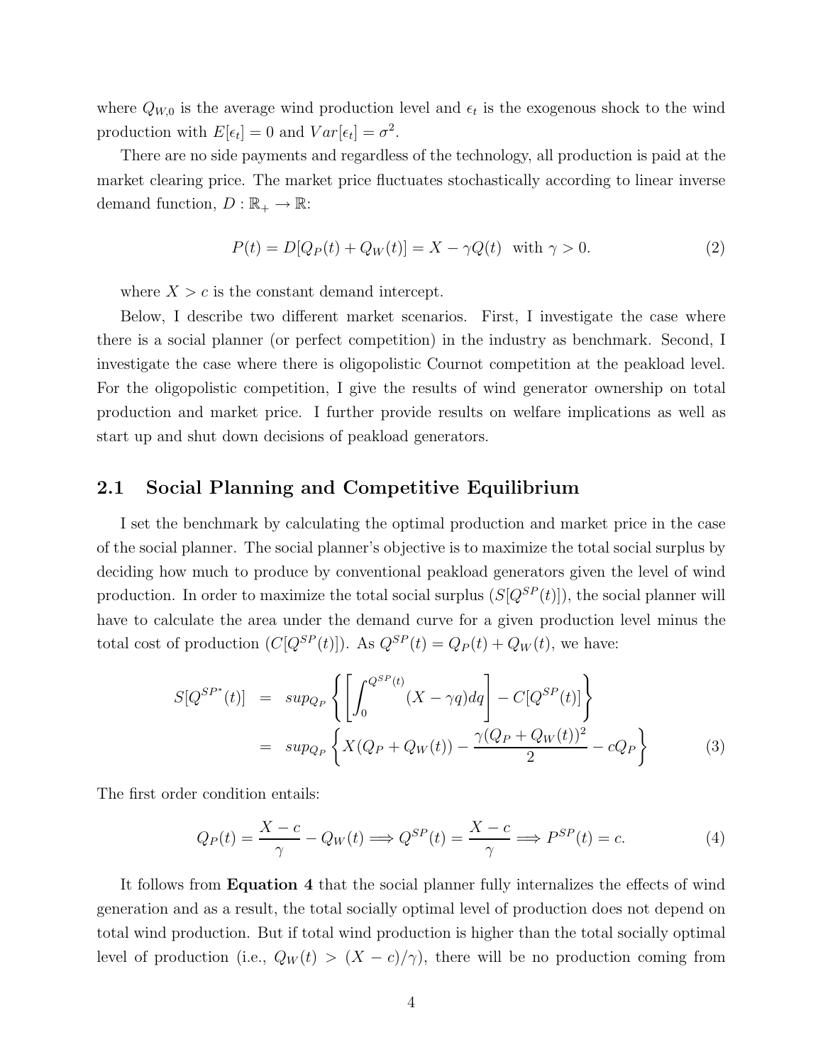where $Q_{W,0}$ is the average wind production level and $\epsilon_t$ is the exogenous shock to the wind production with $E[\epsilon_t] = 0$ and $Var[\epsilon_t] = \sigma^2$.

There are no side payments and regardless of the technology, all production is paid at the market clearing price. The market price fluctuates stochastically according to linear inverse demand function, $D : \mathbb{R}_+ \rightarrow \mathbb{R}$:

$$P(t) = D[Q_P(t) + Q_W(t)] = X - \gamma Q(t) \quad \text{with } \gamma > 0. \tag{2}$$

where $X > c$ is the constant demand intercept.

Below, I describe two different market scenarios. First, I investigate the case where there is a social planner (or perfect competition) in the industry as benchmark. Second, I investigate the case where there is oligopolistic Cournot competition at the peakload level. For the oligopolistic competition, I give the results of wind generator ownership on total production and market price. I further provide results on welfare implications as well as start up and shut down decisions of peakload generators.

## 2.1 Social Planning and Competitive Equilibrium

I set the benchmark by calculating the optimal production and market price in the case of the social planner. The social planner's objective is to maximize the total social surplus by deciding how much to produce by conventional peakload generators given the level of wind production. In order to maximize the total social surplus ($S[Q^{SP}(t)]$), the social planner will have to calculate the area under the demand curve for a given production level minus the total cost of production ($C[Q^{SP}(t)]$). As $Q^{SP}(t) = Q_P(t) + Q_W(t)$, we have:

$$\begin{aligned} S[Q^{SP^*}(t)] &= sup_{Q_P} \left\{ \left[ \int_0^{Q^{SP}(t)} (X - \gamma q) dq \right] - C[Q^{SP}(t)] \right\} \\ &= sup_{Q_P} \left\{ X(Q_P + Q_W(t)) - \frac{\gamma (Q_P + Q_W(t))^2}{2} - cQ_P \right\} \end{aligned} \tag{3}$$

The first order condition entails:

$$Q_P(t) = \frac{X - c}{\gamma} - Q_W(t) \Longrightarrow Q^{SP}(t) = \frac{X - c}{\gamma} \Longrightarrow P^{SP}(t) = c. \tag{4}$$

It follows from **Equation 4** that the social planner fully internalizes the effects of wind generation and as a result, the total socially optimal level of production does not depend on total wind production. But if total wind production is higher than the total socially optimal level of production (i.e., $Q_W(t) > (X - c)/\gamma$), there will be no production coming from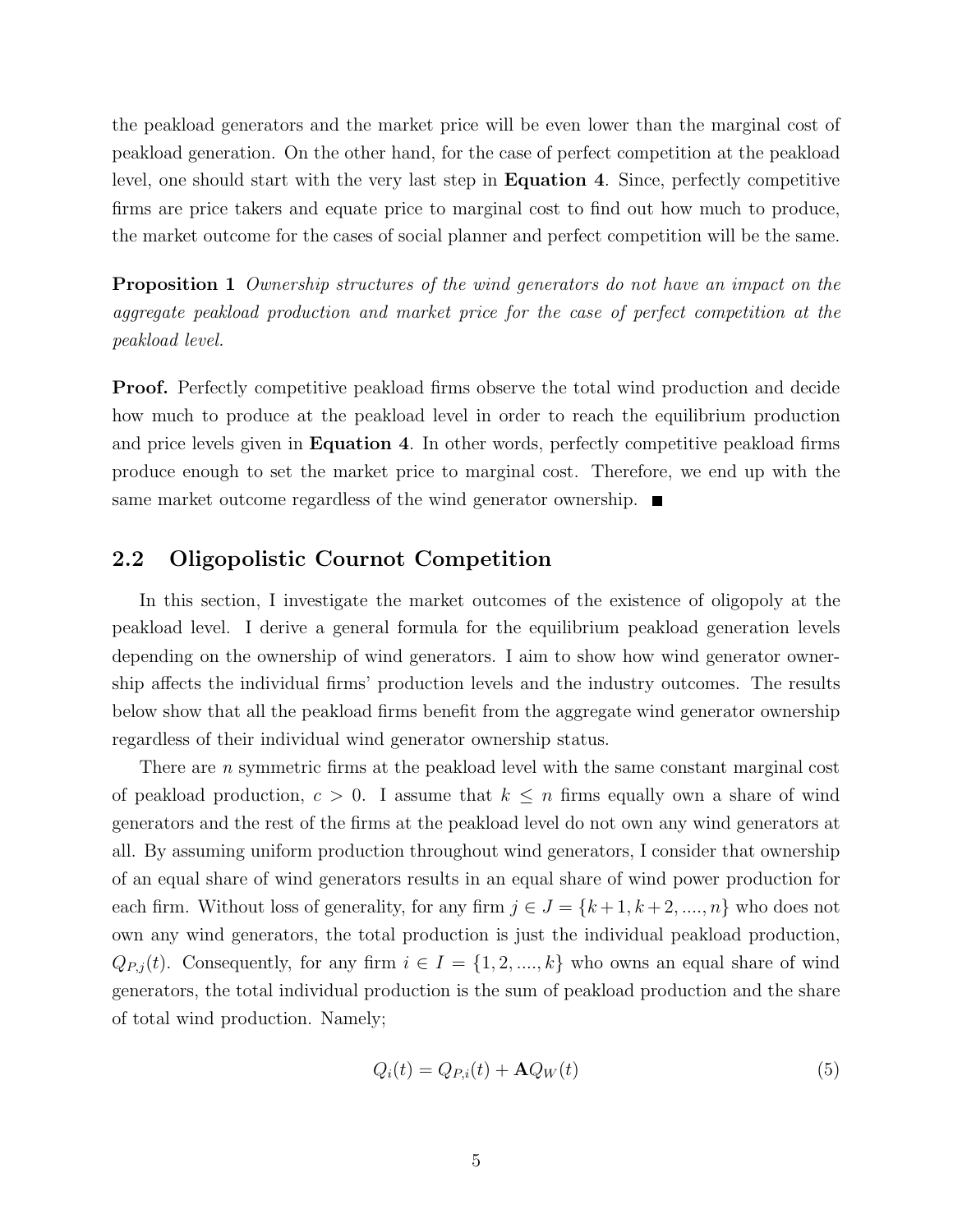the peakload generators and the market price will be even lower than the marginal cost of peakload generation. On the other hand, for the case of perfect competition at the peakload level, one should start with the very last step in **Equation 4**. Since, perfectly competitive firms are price takers and equate price to marginal cost to find out how much to produce, the market outcome for the cases of social planner and perfect competition will be the same.

**Proposition 1** *Ownership structures of the wind generators do not have an impact on the aggregate peakload production and market price for the case of perfect competition at the peakload level.*

**Proof.** Perfectly competitive peakload firms observe the total wind production and decide how much to produce at the peakload level in order to reach the equilibrium production and price levels given in **Equation 4**. In other words, perfectly competitive peakload firms produce enough to set the market price to marginal cost. Therefore, we end up with the same market outcome regardless of the wind generator ownership. ■

## 2.2 Oligopolistic Cournot Competition

In this section, I investigate the market outcomes of the existence of oligopoly at the peakload level. I derive a general formula for the equilibrium peakload generation levels depending on the ownership of wind generators. I aim to show how wind generator ownership affects the individual firms' production levels and the industry outcomes. The results below show that all the peakload firms benefit from the aggregate wind generator ownership regardless of their individual wind generator ownership status.

There are $n$ symmetric firms at the peakload level with the same constant marginal cost of peakload production, $c > 0$. I assume that $k \leq n$ firms equally own a share of wind generators and the rest of the firms at the peakload level do not own any wind generators at all. By assuming uniform production throughout wind generators, I consider that ownership of an equal share of wind generators results in an equal share of wind power production for each firm. Without loss of generality, for any firm $j \in J = \{k+1, k+2, ...., n\}$ who does not own any wind generators, the total production is just the individual peakload production, $Q_{P,j}(t)$. Consequently, for any firm $i \in I = \{1, 2, ...., k\}$ who owns an equal share of wind generators, the total individual production is the sum of peakload production and the share of total wind production. Namely;

$$Q_i(t) = Q_{P,i}(t) + \mathbf{A}Q_W(t) \tag{5}$$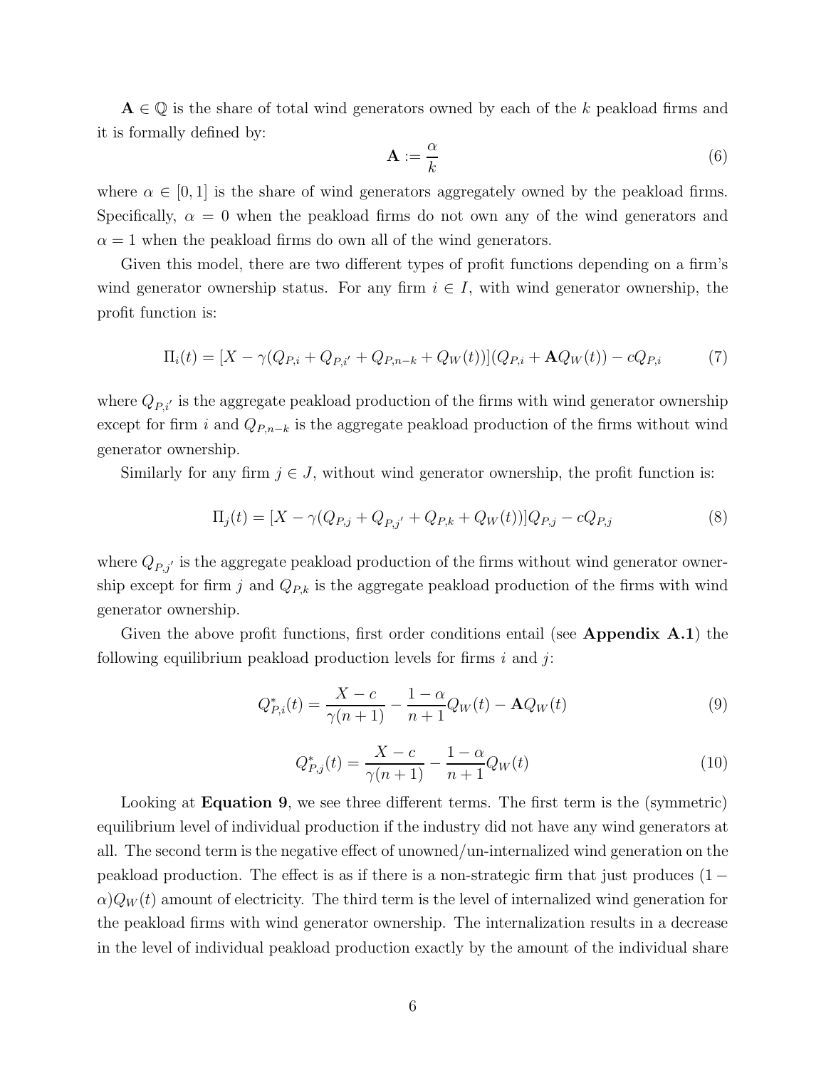$\mathbf{A} \in \mathbb{Q}$ is the share of total wind generators owned by each of the $k$ peakload firms and it is formally defined by:

$$\mathbf{A} := \frac{\alpha}{k} \tag{6}$$

where $\alpha \in [0, 1]$ is the share of wind generators aggregately owned by the peakload firms. Specifically, $\alpha = 0$ when the peakload firms do not own any of the wind generators and $\alpha = 1$ when the peakload firms do own all of the wind generators.

Given this model, there are two different types of profit functions depending on a firm's wind generator ownership status. For any firm $i \in I$, with wind generator ownership, the profit function is:

$$\Pi_i(t) = [X - \gamma(Q_{P,i} + Q_{P,i'} + Q_{P,n-k} + Q_W(t))](Q_{P,i} + \mathbf{A}Q_W(t)) - cQ_{P,i} \tag{7}$$

where $Q_{P,i'}$ is the aggregate peakload production of the firms with wind generator ownership except for firm $i$ and $Q_{P,n-k}$ is the aggregate peakload production of the firms without wind generator ownership.

Similarly for any firm $j \in J$, without wind generator ownership, the profit function is:

$$\Pi_j(t) = [X - \gamma(Q_{P,j} + Q_{P,j'} + Q_{P,k} + Q_W(t))]Q_{P,j} - cQ_{P,j} \tag{8}$$

where $Q_{P,j'}$ is the aggregate peakload production of the firms without wind generator ownership except for firm $j$ and $Q_{P,k}$ is the aggregate peakload production of the firms with wind generator ownership.

Given the above profit functions, first order conditions entail (see **Appendix A.1**) the following equilibrium peakload production levels for firms $i$ and $j$:

$$Q^*_{P,i}(t) = \frac{X - c}{\gamma(n+1)} - \frac{1-\alpha}{n+1}Q_W(t) - \mathbf{A}Q_W(t) \tag{9}$$

$$Q^*_{P,j}(t) = \frac{X - c}{\gamma(n+1)} - \frac{1-\alpha}{n+1}Q_W(t) \tag{10}$$

Looking at **Equation 9**, we see three different terms. The first term is the (symmetric) equilibrium level of individual production if the industry did not have any wind generators at all. The second term is the negative effect of unowned/un-internalized wind generation on the peakload production. The effect is as if there is a non-strategic firm that just produces $(1 - \alpha)Q_W(t)$ amount of electricity. The third term is the level of internalized wind generation for the peakload firms with wind generator ownership. The internalization results in a decrease in the level of individual peakload production exactly by the amount of the individual share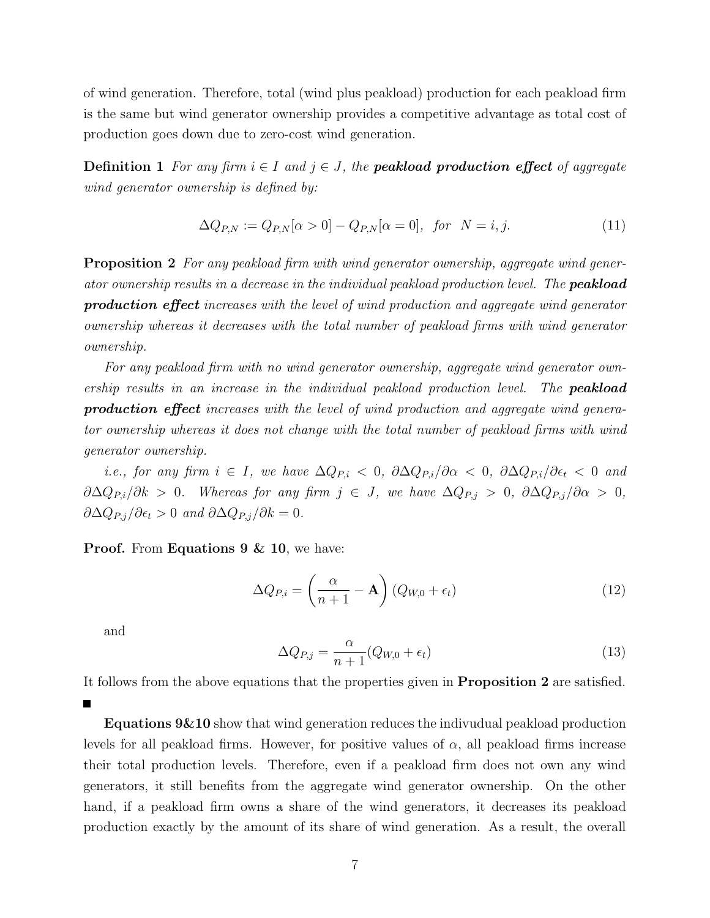of wind generation. Therefore, total (wind plus peakload) production for each peakload firm is the same but wind generator ownership provides a competitive advantage as total cost of production goes down due to zero-cost wind generation.

**Definition 1** *For any firm $i \in I$ and $j \in J$, the* ***peakload production effect*** *of aggregate wind generator ownership is defined by:*

$$\Delta Q_{P,N} := Q_{P,N}[\alpha > 0] - Q_{P,N}[\alpha = 0], \text{ for } N = i, j. \tag{11}$$

**Proposition 2** *For any peakload firm with wind generator ownership, aggregate wind generator ownership results in a decrease in the individual peakload production level. The* ***peakload production effect*** *increases with the level of wind production and aggregate wind generator ownership whereas it decreases with the total number of peakload firms with wind generator ownership.*

*For any peakload firm with no wind generator ownership, aggregate wind generator ownership results in an increase in the individual peakload production level. The* ***peakload production effect*** *increases with the level of wind production and aggregate wind generator ownership whereas it does not change with the total number of peakload firms with wind generator ownership.*

*i.e., for any firm $i \in I$, we have $\Delta Q_{P,i} < 0$, $\partial \Delta Q_{P,i}/\partial \alpha < 0$, $\partial \Delta Q_{P,i}/\partial \epsilon_t < 0$ and $\partial \Delta Q_{P,i}/\partial k > 0$. Whereas for any firm $j \in J$, we have $\Delta Q_{P,j} > 0$, $\partial \Delta Q_{P,j}/\partial \alpha > 0$, $\partial \Delta Q_{P,j}/\partial \epsilon_t > 0$ and $\partial \Delta Q_{P,j}/\partial k = 0$.*

**Proof.** From **Equations 9 & 10**, we have:

$$\Delta Q_{P,i} = \left( \frac{\alpha}{n+1} - \mathbf{A} \right) (Q_{W,0} + \epsilon_t) \tag{12}$$

and

$$\Delta Q_{P,j} = \frac{\alpha}{n+1} (Q_{W,0} + \epsilon_t) \tag{13}$$

It follows from the above equations that the properties given in **Proposition 2** are satisfied. ∎

**Equations 9&10** show that wind generation reduces the indivudual peakload production levels for all peakload firms. However, for positive values of $\alpha$, all peakload firms increase their total production levels. Therefore, even if a peakload firm does not own any wind generators, it still benefits from the aggregate wind generator ownership. On the other hand, if a peakload firm owns a share of the wind generators, it decreases its peakload production exactly by the amount of its share of wind generation. As a result, the overall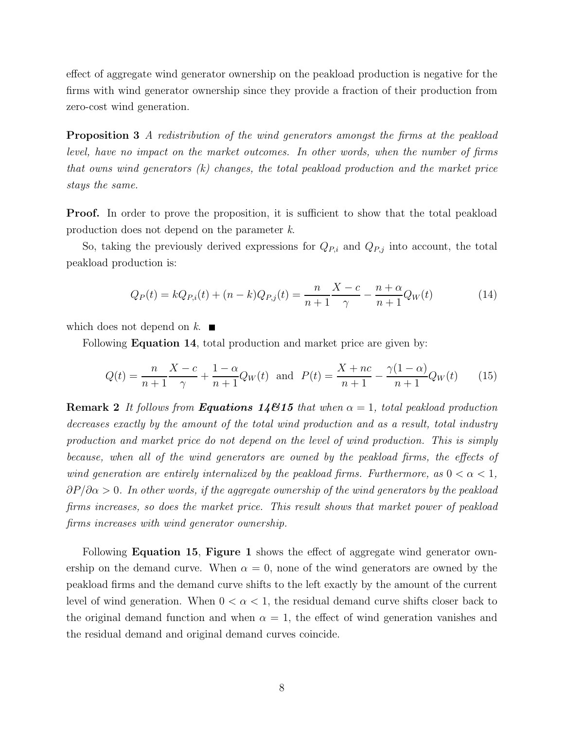effect of aggregate wind generator ownership on the peakload production is negative for the firms with wind generator ownership since they provide a fraction of their production from zero-cost wind generation.

**Proposition 3** *A redistribution of the wind generators amongst the firms at the peakload level, have no impact on the market outcomes. In other words, when the number of firms that owns wind generators (k) changes, the total peakload production and the market price stays the same.*

**Proof.** In order to prove the proposition, it is sufficient to show that the total peakload production does not depend on the parameter $k$.

So, taking the previously derived expressions for $Q_{P,i}$ and $Q_{P,j}$ into account, the total peakload production is:

$$Q_P(t) = kQ_{P,i}(t) + (n-k)Q_{P,j}(t) = \frac{n}{n+1}\frac{X-c}{\gamma} - \frac{n+\alpha}{n+1}Q_W(t) \tag{14}$$

which does not depend on $k$. ■

Following **Equation 14**, total production and market price are given by:

$$Q(t) = \frac{n}{n+1}\frac{X-c}{\gamma} + \frac{1-\alpha}{n+1}Q_W(t) \text{ and } P(t) = \frac{X+nc}{n+1} - \frac{\gamma(1-\alpha)}{n+1}Q_W(t) \tag{15}$$

**Remark 2** *It follows from* ***Equations 14&15*** *that when $\alpha = 1$, total peakload production decreases exactly by the amount of the total wind production and as a result, total industry production and market price do not depend on the level of wind production. This is simply because, when all of the wind generators are owned by the peakload firms, the effects of wind generation are entirely internalized by the peakload firms. Furthermore, as $0 < \alpha < 1$, $\partial P/\partial\alpha > 0$. In other words, if the aggregate ownership of the wind generators by the peakload firms increases, so does the market price. This result shows that market power of peakload firms increases with wind generator ownership.*

Following **Equation 15**, **Figure 1** shows the effect of aggregate wind generator ownership on the demand curve. When $\alpha = 0$, none of the wind generators are owned by the peakload firms and the demand curve shifts to the left exactly by the amount of the current level of wind generation. When $0 < \alpha < 1$, the residual demand curve shifts closer back to the original demand function and when $\alpha = 1$, the effect of wind generation vanishes and the residual demand and original demand curves coincide.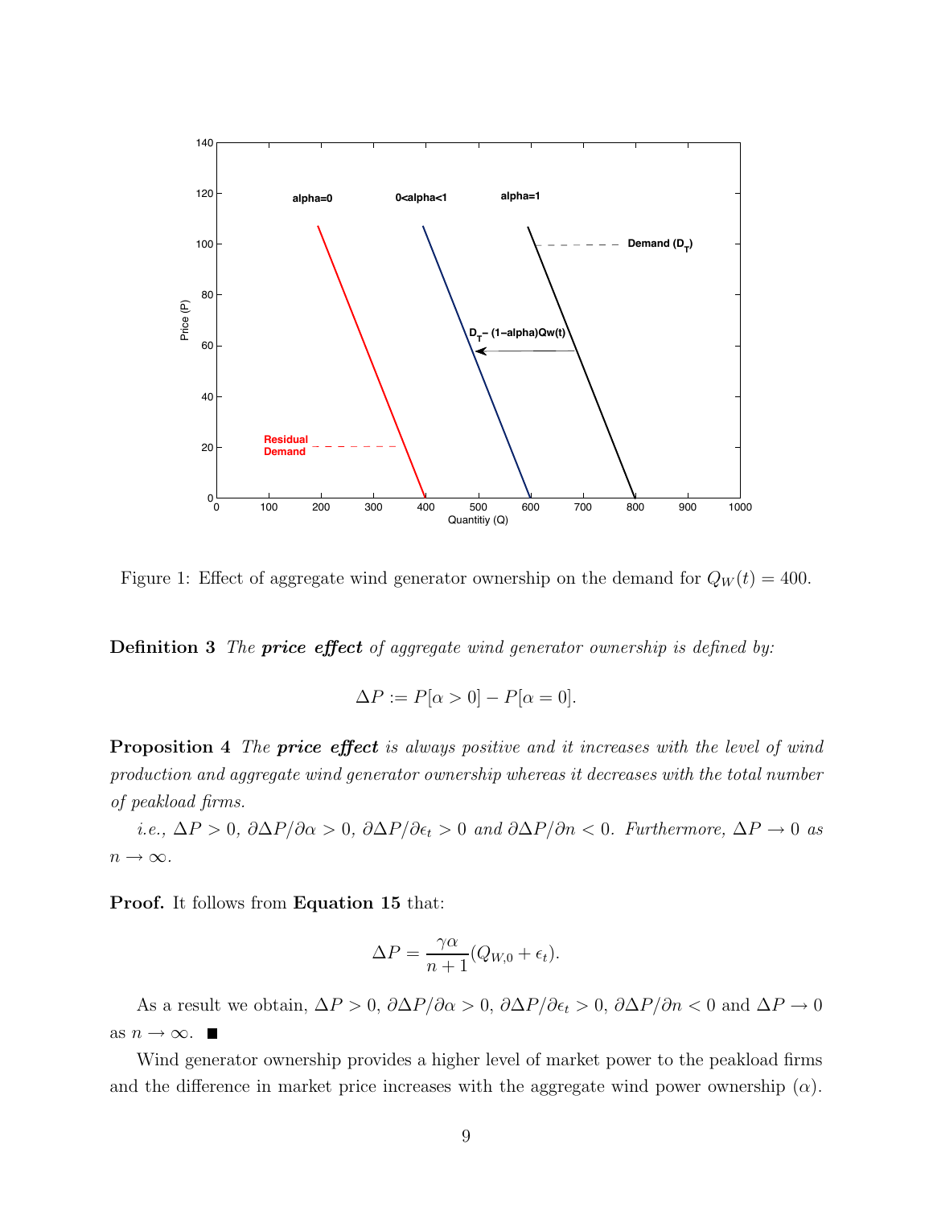Figure 1: Effect of aggregate wind generator ownership on the demand for $Q_W(t) = 400$.

**Definition 3** *The* ***price effect*** *of aggregate wind generator ownership is defined by:*

$$\Delta P := P[\alpha > 0] - P[\alpha = 0].$$

**Proposition 4** *The* ***price effect*** *is always positive and it increases with the level of wind production and aggregate wind generator ownership whereas it decreases with the total number of peakload firms.*

*i.e.,* $\Delta P > 0$, $\partial \Delta P / \partial \alpha > 0$, $\partial \Delta P / \partial \epsilon_t > 0$ *and* $\partial \Delta P / \partial n < 0$*. Furthermore,* $\Delta P \to 0$ *as* $n \to \infty$.

**Proof.** It follows from **Equation 15** that:

$$\Delta P = \frac{\gamma \alpha}{n+1}(Q_{W,0} + \epsilon_t).$$

As a result we obtain, $\Delta P > 0$, $\partial \Delta P / \partial \alpha > 0$, $\partial \Delta P / \partial \epsilon_t > 0$, $\partial \Delta P / \partial n < 0$ and $\Delta P \to 0$ as $n \to \infty$. ■

Wind generator ownership provides a higher level of market power to the peakload firms and the difference in market price increases with the aggregate wind power ownership ($\alpha$).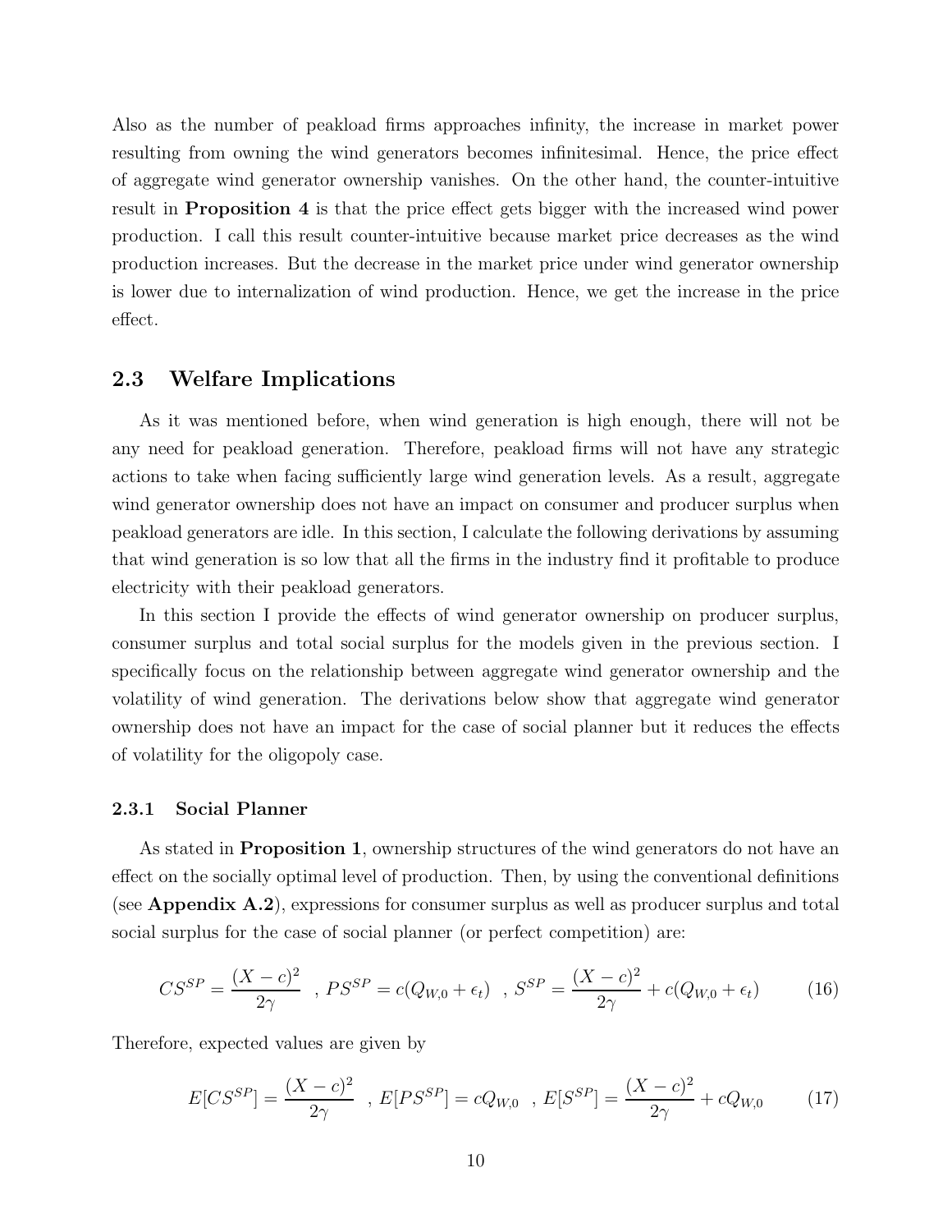Also as the number of peakload firms approaches infinity, the increase in market power resulting from owning the wind generators becomes infinitesimal. Hence, the price effect of aggregate wind generator ownership vanishes. On the other hand, the counter-intuitive result in **Proposition 4** is that the price effect gets bigger with the increased wind power production. I call this result counter-intuitive because market price decreases as the wind production increases. But the decrease in the market price under wind generator ownership is lower due to internalization of wind production. Hence, we get the increase in the price effect.

## 2.3 Welfare Implications

As it was mentioned before, when wind generation is high enough, there will not be any need for peakload generation. Therefore, peakload firms will not have any strategic actions to take when facing sufficiently large wind generation levels. As a result, aggregate wind generator ownership does not have an impact on consumer and producer surplus when peakload generators are idle. In this section, I calculate the following derivations by assuming that wind generation is so low that all the firms in the industry find it profitable to produce electricity with their peakload generators.

In this section I provide the effects of wind generator ownership on producer surplus, consumer surplus and total social surplus for the models given in the previous section. I specifically focus on the relationship between aggregate wind generator ownership and the volatility of wind generation. The derivations below show that aggregate wind generator ownership does not have an impact for the case of social planner but it reduces the effects of volatility for the oligopoly case.

### 2.3.1 Social Planner

As stated in **Proposition 1**, ownership structures of the wind generators do not have an effect on the socially optimal level of production. Then, by using the conventional definitions (see **Appendix A.2**), expressions for consumer surplus as well as producer surplus and total social surplus for the case of social planner (or perfect competition) are:

$$CS^{SP} = \frac{(X-c)^2}{2\gamma} \quad , \; PS^{SP} = c(Q_{W,0} + \epsilon_t) \quad , \; S^{SP} = \frac{(X-c)^2}{2\gamma} + c(Q_{W,0} + \epsilon_t) \tag{16}$$

Therefore, expected values are given by

$$E[CS^{SP}] = \frac{(X-c)^2}{2\gamma} \quad , \; E[PS^{SP}] = cQ_{W,0} \quad , \; E[S^{SP}] = \frac{(X-c)^2}{2\gamma} + cQ_{W,0} \tag{17}$$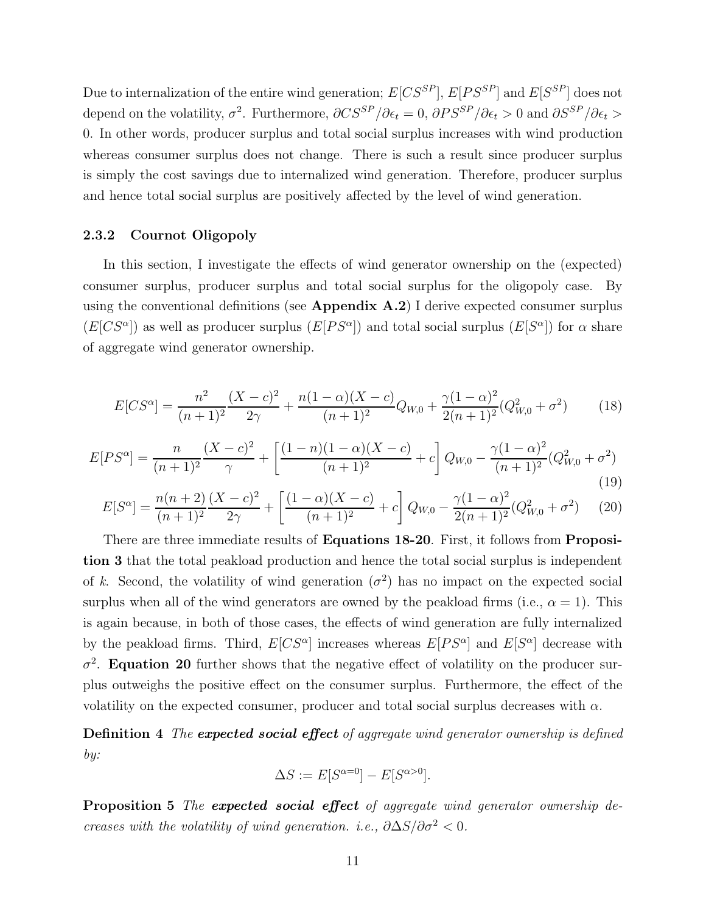Due to internalization of the entire wind generation; $E[CS^{SP}]$, $E[PS^{SP}]$ and $E[S^{SP}]$ does not depend on the volatility, $\sigma^2$. Furthermore, $\partial CS^{SP}/\partial \epsilon_t = 0$, $\partial PS^{SP}/\partial \epsilon_t > 0$ and $\partial S^{SP}/\partial \epsilon_t > 0$. In other words, producer surplus and total social surplus increases with wind production whereas consumer surplus does not change. There is such a result since producer surplus is simply the cost savings due to internalized wind generation. Therefore, producer surplus and hence total social surplus are positively affected by the level of wind generation.

### 2.3.2 Cournot Oligopoly

In this section, I investigate the effects of wind generator ownership on the (expected) consumer surplus, producer surplus and total social surplus for the oligopoly case. By using the conventional definitions (see **Appendix A.2**) I derive expected consumer surplus ($E[CS^\alpha]$) as well as producer surplus ($E[PS^\alpha]$) and total social surplus ($E[S^\alpha]$) for $\alpha$ share of aggregate wind generator ownership.

$$E[CS^\alpha] = \frac{n^2}{(n+1)^2}\frac{(X-c)^2}{2\gamma} + \frac{n(1-\alpha)(X-c)}{(n+1)^2}Q_{W,0} + \frac{\gamma(1-\alpha)^2}{2(n+1)^2}(Q_{W,0}^2+\sigma^2) \tag{18}$$

$$E[PS^\alpha] = \frac{n}{(n+1)^2}\frac{(X-c)^2}{\gamma} + \left[\frac{(1-n)(1-\alpha)(X-c)}{(n+1)^2} + c\right]Q_{W,0} - \frac{\gamma(1-\alpha)^2}{(n+1)^2}(Q_{W,0}^2+\sigma^2) \tag{19}$$

$$E[S^\alpha] = \frac{n(n+2)}{(n+1)^2}\frac{(X-c)^2}{2\gamma} + \left[\frac{(1-\alpha)(X-c)}{(n+1)^2} + c\right]Q_{W,0} - \frac{\gamma(1-\alpha)^2}{2(n+1)^2}(Q_{W,0}^2+\sigma^2) \tag{20}$$

There are three immediate results of **Equations 18-20**. First, it follows from **Proposition 3** that the total peakload production and hence the total social surplus is independent of $k$. Second, the volatility of wind generation ($\sigma^2$) has no impact on the expected social surplus when all of the wind generators are owned by the peakload firms (i.e., $\alpha = 1$). This is again because, in both of those cases, the effects of wind generation are fully internalized by the peakload firms. Third, $E[CS^\alpha]$ increases whereas $E[PS^\alpha]$ and $E[S^\alpha]$ decrease with $\sigma^2$. **Equation 20** further shows that the negative effect of volatility on the producer surplus outweighs the positive effect on the consumer surplus. Furthermore, the effect of the volatility on the expected consumer, producer and total social surplus decreases with $\alpha$.

**Definition 4** *The **expected social effect** of aggregate wind generator ownership is defined by:*

$$\Delta S := E[S^{\alpha=0}] - E[S^{\alpha>0}].$$

**Proposition 5** *The **expected social effect** of aggregate wind generator ownership decreases with the volatility of wind generation. i.e., $\partial \Delta S/\partial \sigma^2 < 0$.*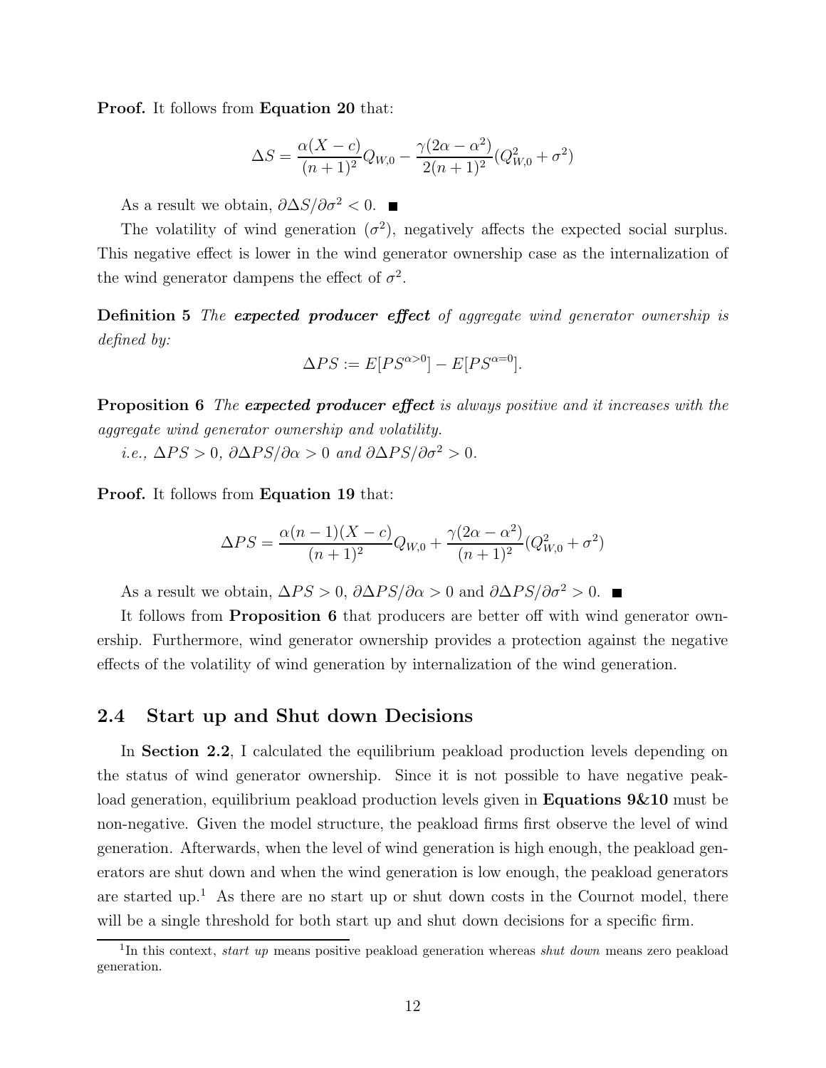**Proof.** It follows from **Equation 20** that:

$$\Delta S = \frac{\alpha(X-c)}{(n+1)^2}Q_{W,0} - \frac{\gamma(2\alpha - \alpha^2)}{2(n+1)^2}(Q_{W,0}^2 + \sigma^2)$$

As a result we obtain, $\partial \Delta S / \partial \sigma^2 < 0$. ■

The volatility of wind generation ($\sigma^2$), negatively affects the expected social surplus. This negative effect is lower in the wind generator ownership case as the internalization of the wind generator dampens the effect of $\sigma^2$.

**Definition 5** *The* ***expected producer effect*** *of aggregate wind generator ownership is defined by:*

$$\Delta PS := E[PS^{\alpha>0}] - E[PS^{\alpha=0}].$$

**Proposition 6** *The* ***expected producer effect*** *is always positive and it increases with the aggregate wind generator ownership and volatility.*

*i.e.,* $\Delta PS > 0$, $\partial \Delta PS / \partial \alpha > 0$ *and* $\partial \Delta PS / \partial \sigma^2 > 0$.

**Proof.** It follows from **Equation 19** that:

$$\Delta PS = \frac{\alpha(n-1)(X-c)}{(n+1)^2}Q_{W,0} + \frac{\gamma(2\alpha - \alpha^2)}{(n+1)^2}(Q_{W,0}^2 + \sigma^2)$$

As a result we obtain, $\Delta PS > 0$, $\partial \Delta PS / \partial \alpha > 0$ and $\partial \Delta PS / \partial \sigma^2 > 0$. ■

It follows from **Proposition 6** that producers are better off with wind generator ownership. Furthermore, wind generator ownership provides a protection against the negative effects of the volatility of wind generation by internalization of the wind generation.

## 2.4 Start up and Shut down Decisions

In **Section 2.2**, I calculated the equilibrium peakload production levels depending on the status of wind generator ownership. Since it is not possible to have negative peakload generation, equilibrium peakload production levels given in **Equations 9&10** must be non-negative. Given the model structure, the peakload firms first observe the level of wind generation. Afterwards, when the level of wind generation is high enough, the peakload generators are shut down and when the wind generation is low enough, the peakload generators are started up.[1] As there are no start up or shut down costs in the Cournot model, there will be a single threshold for both start up and shut down decisions for a specific firm.

[1] In this context, *start up* means positive peakload generation whereas *shut down* means zero peakload generation.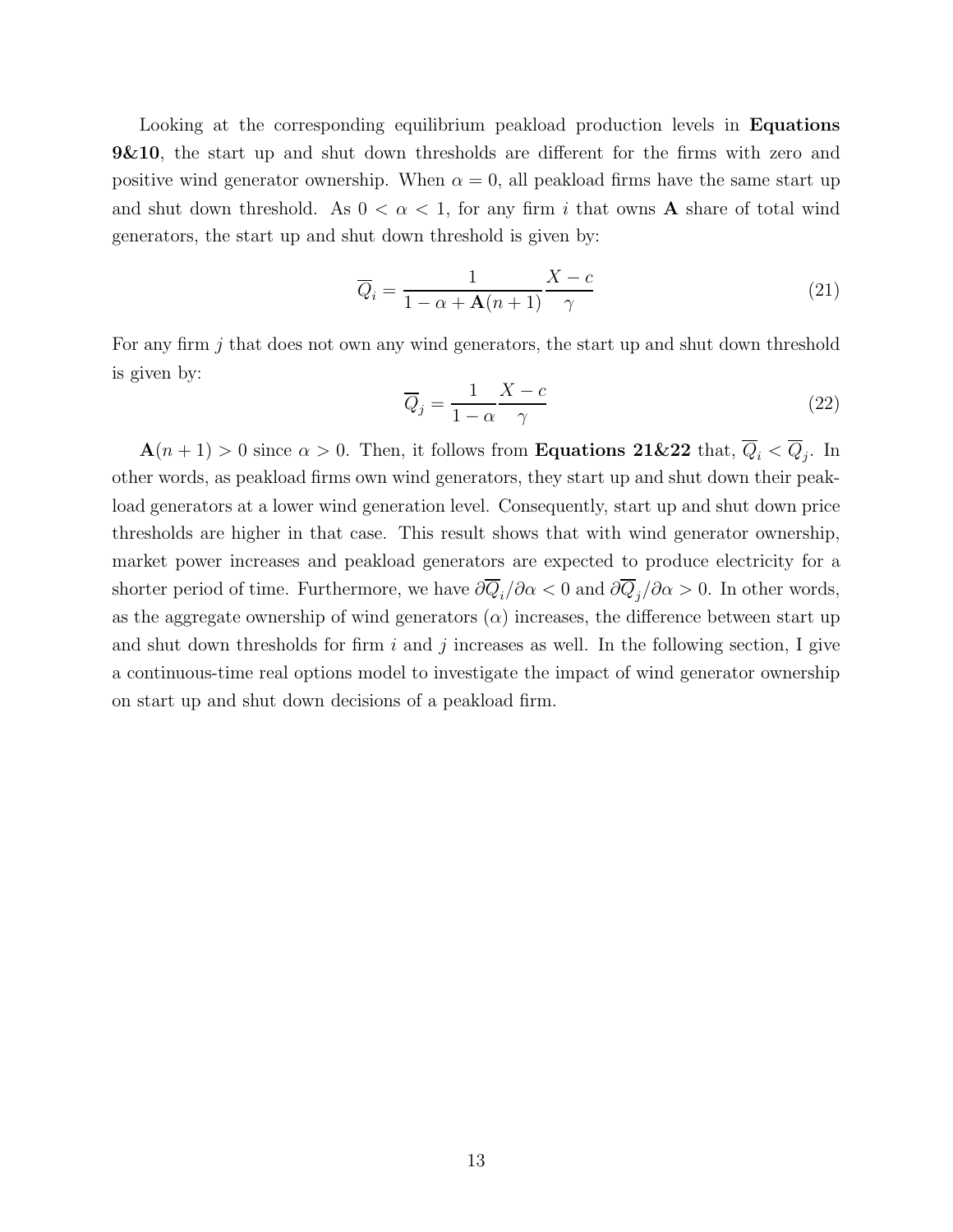Looking at the corresponding equilibrium peakload production levels in **Equations 9&10**, the start up and shut down thresholds are different for the firms with zero and positive wind generator ownership. When $\alpha = 0$, all peakload firms have the same start up and shut down threshold. As $0 < \alpha < 1$, for any firm $i$ that owns $\mathbf{A}$ share of total wind generators, the start up and shut down threshold is given by:

$$\overline{Q}_i = \frac{1}{1 - \alpha + \mathbf{A}(n+1)} \frac{X - c}{\gamma} \tag{21}$$

For any firm $j$ that does not own any wind generators, the start up and shut down threshold is given by:

$$\overline{Q}_j = \frac{1}{1 - \alpha} \frac{X - c}{\gamma} \tag{22}$$

$\mathbf{A}(n+1) > 0$ since $\alpha > 0$. Then, it follows from **Equations 21&22** that, $\overline{Q}_i < \overline{Q}_j$. In other words, as peakload firms own wind generators, they start up and shut down their peakload generators at a lower wind generation level. Consequently, start up and shut down price thresholds are higher in that case. This result shows that with wind generator ownership, market power increases and peakload generators are expected to produce electricity for a shorter period of time. Furthermore, we have $\partial \overline{Q}_i / \partial \alpha < 0$ and $\partial \overline{Q}_j / \partial \alpha > 0$. In other words, as the aggregate ownership of wind generators ($\alpha$) increases, the difference between start up and shut down thresholds for firm $i$ and $j$ increases as well. In the following section, I give a continuous-time real options model to investigate the impact of wind generator ownership on start up and shut down decisions of a peakload firm.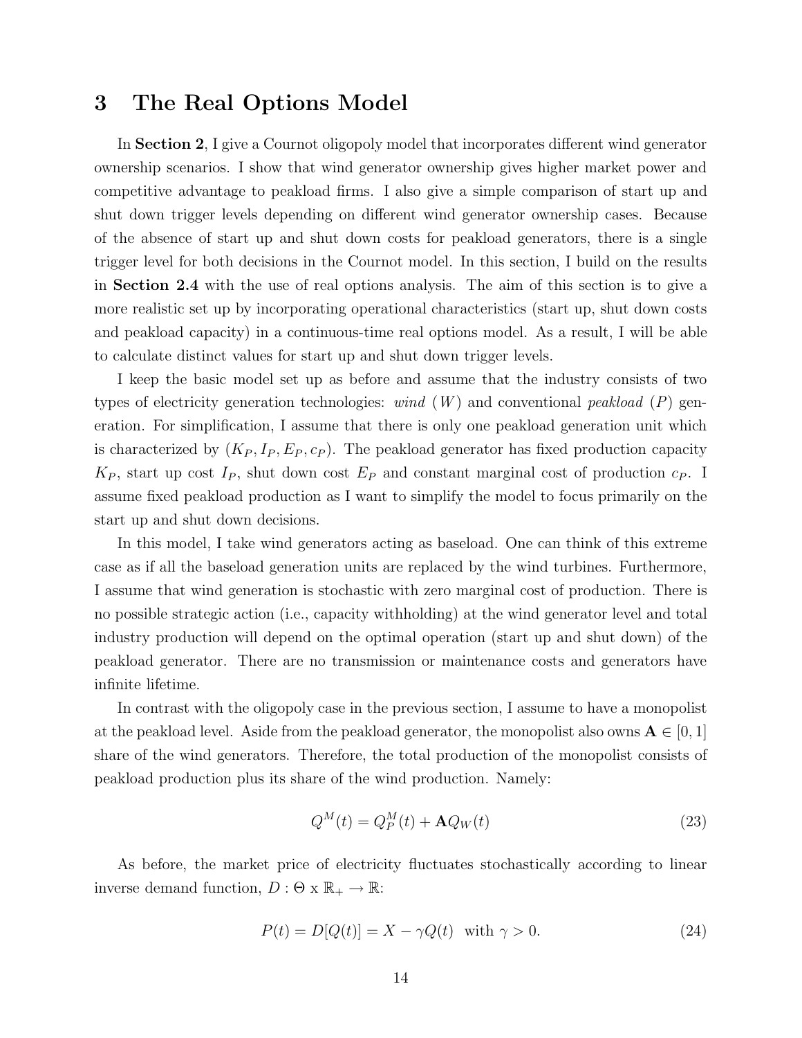# 3 The Real Options Model

In **Section 2**, I give a Cournot oligopoly model that incorporates different wind generator ownership scenarios. I show that wind generator ownership gives higher market power and competitive advantage to peakload firms. I also give a simple comparison of start up and shut down trigger levels depending on different wind generator ownership cases. Because of the absence of start up and shut down costs for peakload generators, there is a single trigger level for both decisions in the Cournot model. In this section, I build on the results in **Section 2.4** with the use of real options analysis. The aim of this section is to give a more realistic set up by incorporating operational characteristics (start up, shut down costs and peakload capacity) in a continuous-time real options model. As a result, I will be able to calculate distinct values for start up and shut down trigger levels.

I keep the basic model set up as before and assume that the industry consists of two types of electricity generation technologies: *wind* ($W$) and conventional *peakload* ($P$) generation. For simplification, I assume that there is only one peakload generation unit which is characterized by $(K_P, I_P, E_P, c_P)$. The peakload generator has fixed production capacity $K_P$, start up cost $I_P$, shut down cost $E_P$ and constant marginal cost of production $c_P$. I assume fixed peakload production as I want to simplify the model to focus primarily on the start up and shut down decisions.

In this model, I take wind generators acting as baseload. One can think of this extreme case as if all the baseload generation units are replaced by the wind turbines. Furthermore, I assume that wind generation is stochastic with zero marginal cost of production. There is no possible strategic action (i.e., capacity withholding) at the wind generator level and total industry production will depend on the optimal operation (start up and shut down) of the peakload generator. There are no transmission or maintenance costs and generators have infinite lifetime.

In contrast with the oligopoly case in the previous section, I assume to have a monopolist at the peakload level. Aside from the peakload generator, the monopolist also owns $\mathbf{A} \in [0, 1]$ share of the wind generators. Therefore, the total production of the monopolist consists of peakload production plus its share of the wind production. Namely:

$$Q^M(t) = Q_P^M(t) + \mathbf{A}Q_W(t) \tag{23}$$

As before, the market price of electricity fluctuates stochastically according to linear inverse demand function, $D : \Theta \text{ x } \mathbb{R}_+ \rightarrow \mathbb{R}$:

$$P(t) = D[Q(t)] = X - \gamma Q(t) \quad \text{with } \gamma > 0. \tag{24}$$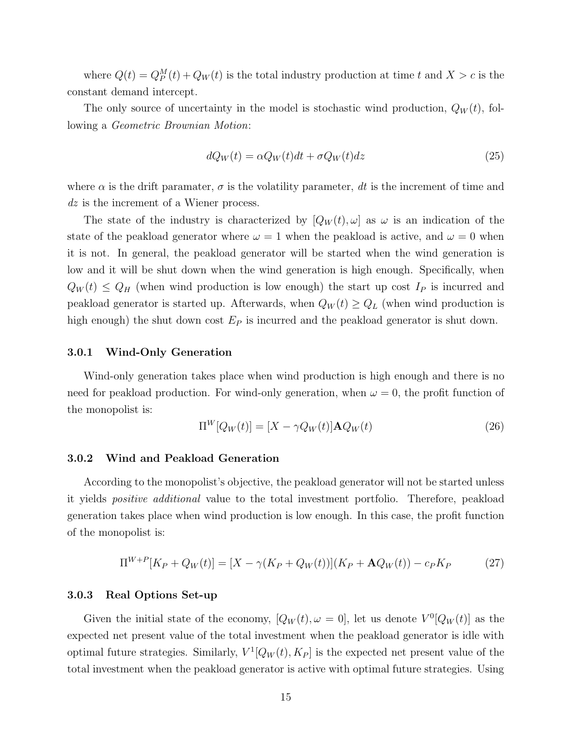where $Q(t) = Q_P^M(t) + Q_W(t)$ is the total industry production at time $t$ and $X > c$ is the constant demand intercept.

The only source of uncertainty in the model is stochastic wind production, $Q_W(t)$, following a *Geometric Brownian Motion*:

$$dQ_W(t) = \alpha Q_W(t)dt + \sigma Q_W(t)dz \tag{25}$$

where $\alpha$ is the drift paramater, $\sigma$ is the volatility parameter, $dt$ is the increment of time and $dz$ is the increment of a Wiener process.

The state of the industry is characterized by $[Q_W(t), \omega]$ as $\omega$ is an indication of the state of the peakload generator where $\omega = 1$ when the peakload is active, and $\omega = 0$ when it is not. In general, the peakload generator will be started when the wind generation is low and it will be shut down when the wind generation is high enough. Specifically, when $Q_W(t) \leq Q_H$ (when wind production is low enough) the start up cost $I_P$ is incurred and peakload generator is started up. Afterwards, when $Q_W(t) \geq Q_L$ (when wind production is high enough) the shut down cost $E_P$ is incurred and the peakload generator is shut down.

### 3.0.1 Wind-Only Generation

Wind-only generation takes place when wind production is high enough and there is no need for peakload production. For wind-only generation, when $\omega = 0$, the profit function of the monopolist is:

$$\Pi^W[Q_W(t)] = [X - \gamma Q_W(t)]\mathbf{A}Q_W(t) \tag{26}$$

### 3.0.2 Wind and Peakload Generation

According to the monopolist's objective, the peakload generator will not be started unless it yields *positive additional* value to the total investment portfolio. Therefore, peakload generation takes place when wind production is low enough. In this case, the profit function of the monopolist is:

$$\Pi^{W+P}[K_P + Q_W(t)] = [X - \gamma(K_P + Q_W(t))](K_P + \mathbf{A}Q_W(t)) - c_P K_P \tag{27}$$

### 3.0.3 Real Options Set-up

Given the initial state of the economy, $[Q_W(t), \omega = 0]$, let us denote $V^0[Q_W(t)]$ as the expected net present value of the total investment when the peakload generator is idle with optimal future strategies. Similarly, $V^1[Q_W(t), K_P]$ is the expected net present value of the total investment when the peakload generator is active with optimal future strategies. Using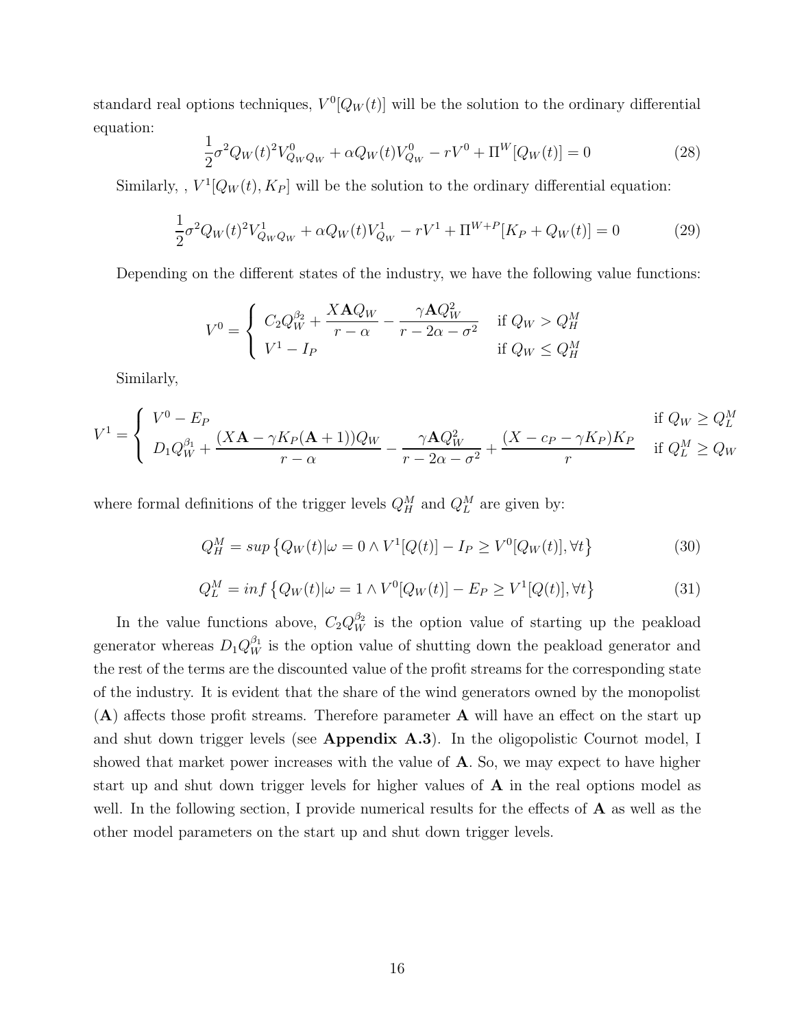standard real options techniques, $V^0[Q_W(t)]$ will be the solution to the ordinary differential equation:

$$\frac{1}{2}\sigma^2 Q_W(t)^2 V^0_{Q_W Q_W} + \alpha Q_W(t) V^0_{Q_W} - rV^0 + \Pi^W[Q_W(t)] = 0 \tag{28}$$

Similarly, , $V^1[Q_W(t), K_P]$ will be the solution to the ordinary differential equation:

$$\frac{1}{2}\sigma^2 Q_W(t)^2 V^1_{Q_W Q_W} + \alpha Q_W(t) V^1_{Q_W} - rV^1 + \Pi^{W+P}[K_P + Q_W(t)] = 0 \tag{29}$$

Depending on the different states of the industry, we have the following value functions:

$$V^0 = \begin{cases} C_2 Q_W^{\beta_2} + \dfrac{X\mathbf{A}Q_W}{r-\alpha} - \dfrac{\gamma \mathbf{A} Q_W^2}{r - 2\alpha - \sigma^2} & \text{if } Q_W > Q_H^M \\ V^1 - I_P & \text{if } Q_W \leq Q_H^M \end{cases}$$

Similarly,

$$V^1 = \begin{cases} V^0 - E_P & \text{if } Q_W \geq Q_L^M \\ D_1 Q_W^{\beta_1} + \dfrac{(X\mathbf{A} - \gamma K_P(\mathbf{A}+1))Q_W}{r-\alpha} - \dfrac{\gamma \mathbf{A} Q_W^2}{r - 2\alpha - \sigma^2} + \dfrac{(X - c_P - \gamma K_P)K_P}{r} & \text{if } Q_L^M \geq Q_W \end{cases}$$

where formal definitions of the trigger levels $Q_H^M$ and $Q_L^M$ are given by:

$$Q_H^M = sup\left\{Q_W(t) | \omega = 0 \wedge V^1[Q(t)] - I_P \geq V^0[Q_W(t)], \forall t\right\} \tag{30}$$

$$Q_L^M = inf\left\{Q_W(t) | \omega = 1 \wedge V^0[Q_W(t)] - E_P \geq V^1[Q(t)], \forall t\right\} \tag{31}$$

In the value functions above, $C_2 Q_W^{\beta_2}$ is the option value of starting up the peakload generator whereas $D_1 Q_W^{\beta_1}$ is the option value of shutting down the peakload generator and the rest of the terms are the discounted value of the profit streams for the corresponding state of the industry. It is evident that the share of the wind generators owned by the monopolist ($\mathbf{A}$) affects those profit streams. Therefore parameter $\mathbf{A}$ will have an effect on the start up and shut down trigger levels (see **Appendix A.3**). In the oligopolistic Cournot model, I showed that market power increases with the value of $\mathbf{A}$. So, we may expect to have higher start up and shut down trigger levels for higher values of $\mathbf{A}$ in the real options model as well. In the following section, I provide numerical results for the effects of $\mathbf{A}$ as well as the other model parameters on the start up and shut down trigger levels.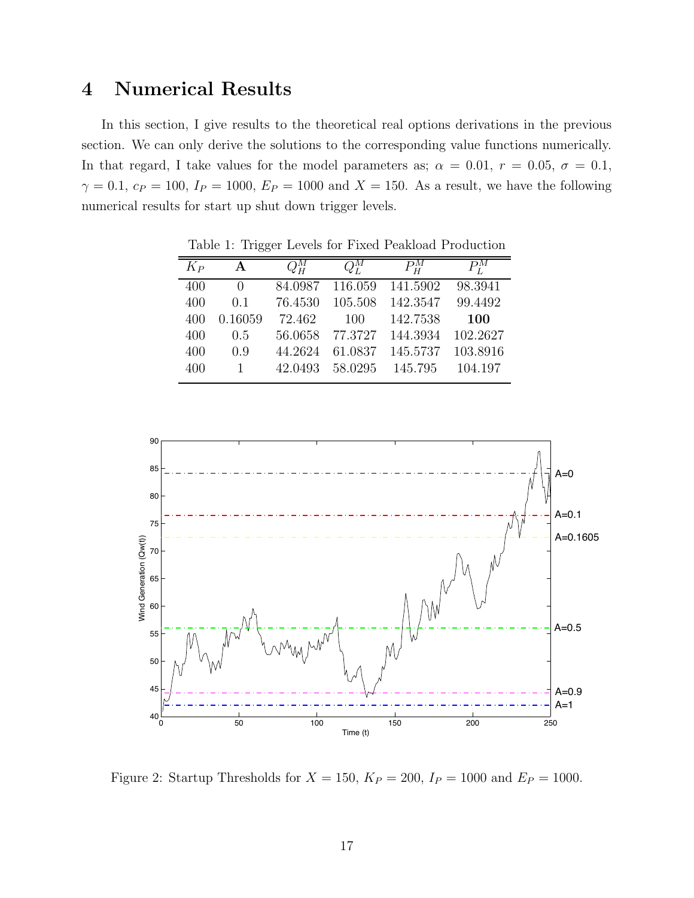# 4 Numerical Results

In this section, I give results to the theoretical real options derivations in the previous section. We can only derive the solutions to the corresponding value functions numerically. In that regard, I take values for the model parameters as; $\alpha = 0.01$, $r = 0.05$, $\sigma = 0.1$, $\gamma = 0.1$, $c_P = 100$, $I_P = 1000$, $E_P = 1000$ and $X = 150$. As a result, we have the following numerical results for start up shut down trigger levels.

Table 1: Trigger Levels for Fixed Peakload Production

| $K_P$ | **A** | $Q_H^M$ | $Q_L^M$ | $P_H^M$ | $P_L^M$ |
|---|---|---|---|---|---|
| 400 | 0 | 84.0987 | 116.059 | 141.5902 | 98.3941 |
| 400 | 0.1 | 76.4530 | 105.508 | 142.3547 | 99.4492 |
| 400 | 0.16059 | 72.462 | 100 | 142.7538 | **100** |
| 400 | 0.5 | 56.0658 | 77.3727 | 144.3934 | 102.2627 |
| 400 | 0.9 | 44.2624 | 61.0837 | 145.5737 | 103.8916 |
| 400 | 1 | 42.0493 | 58.0295 | 145.795 | 104.197 |

Figure 2: Startup Thresholds for $X = 150$, $K_P = 200$, $I_P = 1000$ and $E_P = 1000$.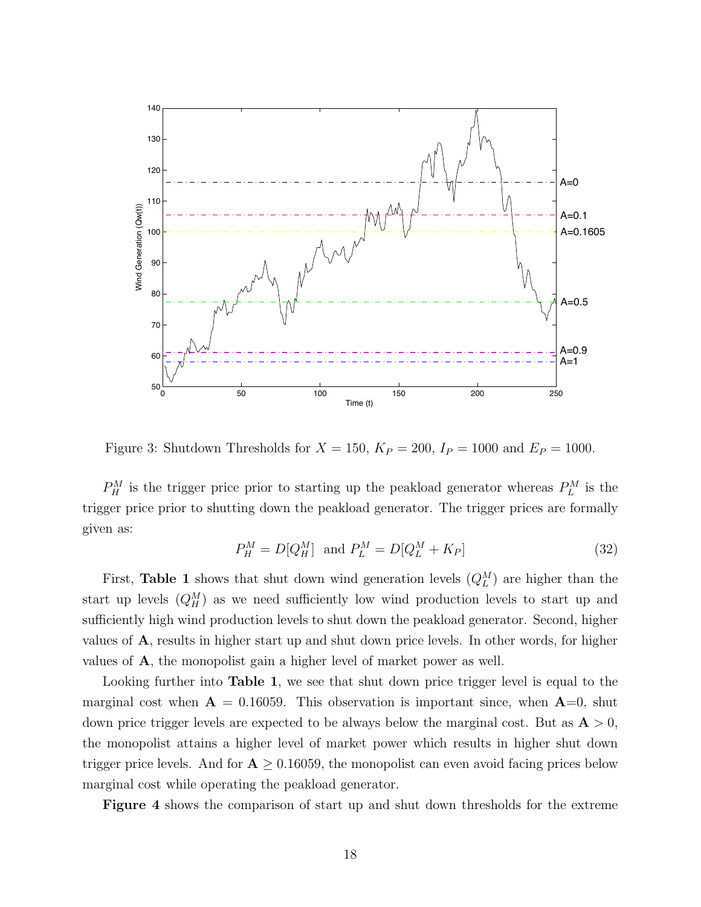Figure 3: Shutdown Thresholds for $X = 150$, $K_P = 200$, $I_P = 1000$ and $E_P = 1000$.

$P_H^M$ is the trigger price prior to starting up the peakload generator whereas $P_L^M$ is the trigger price prior to shutting down the peakload generator. The trigger prices are formally given as:

$$P_H^M = D[Q_H^M] \text{ and } P_L^M = D[Q_L^M + K_P] \tag{32}$$

First, **Table 1** shows that shut down wind generation levels ($Q_L^M$) are higher than the start up levels ($Q_H^M$) as we need sufficiently low wind production levels to start up and sufficiently high wind production levels to shut down the peakload generator. Second, higher values of **A**, results in higher start up and shut down price levels. In other words, for higher values of **A**, the monopolist gain a higher level of market power as well.

Looking further into **Table 1**, we see that shut down price trigger level is equal to the marginal cost when $\mathbf{A} = 0.16059$. This observation is important since, when $\mathbf{A}$=0, shut down price trigger levels are expected to be always below the marginal cost. But as $\mathbf{A} > 0$, the monopolist attains a higher level of market power which results in higher shut down trigger price levels. And for $\mathbf{A} \geq 0.16059$, the monopolist can even avoid facing prices below marginal cost while operating the peakload generator.

**Figure 4** shows the comparison of start up and shut down thresholds for the extreme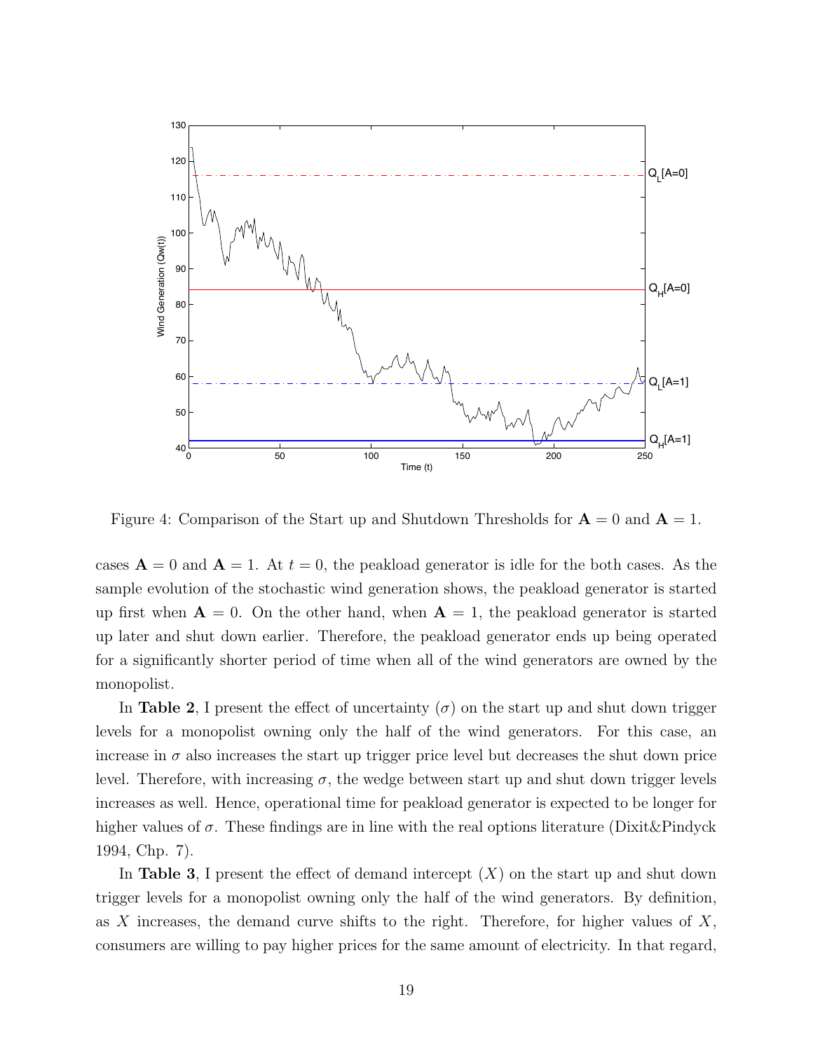Figure 4: Comparison of the Start up and Shutdown Thresholds for $\mathbf{A} = 0$ and $\mathbf{A} = 1$.

cases $\mathbf{A} = 0$ and $\mathbf{A} = 1$. At $t = 0$, the peakload generator is idle for the both cases. As the sample evolution of the stochastic wind generation shows, the peakload generator is started up first when $\mathbf{A} = 0$. On the other hand, when $\mathbf{A} = 1$, the peakload generator is started up later and shut down earlier. Therefore, the peakload generator ends up being operated for a significantly shorter period of time when all of the wind generators are owned by the monopolist.

In **Table 2**, I present the effect of uncertainty ($\sigma$) on the start up and shut down trigger levels for a monopolist owning only the half of the wind generators. For this case, an increase in $\sigma$ also increases the start up trigger price level but decreases the shut down price level. Therefore, with increasing $\sigma$, the wedge between start up and shut down trigger levels increases as well. Hence, operational time for peakload generator is expected to be longer for higher values of $\sigma$. These findings are in line with the real options literature (Dixit&Pindyck 1994, Chp. 7).

In **Table 3**, I present the effect of demand intercept ($X$) on the start up and shut down trigger levels for a monopolist owning only the half of the wind generators. By definition, as $X$ increases, the demand curve shifts to the right. Therefore, for higher values of $X$, consumers are willing to pay higher prices for the same amount of electricity. In that regard,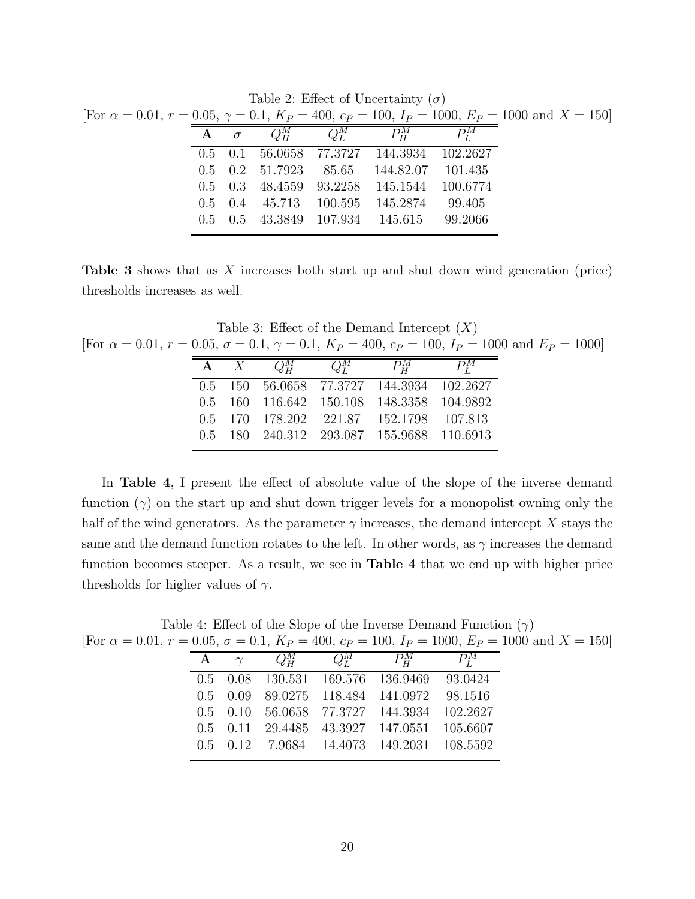Table 2: Effect of Uncertainty ($\sigma$)
[For $\alpha = 0.01$, $r = 0.05$, $\gamma = 0.1$, $K_P = 400$, $c_P = 100$, $I_P = 1000$, $E_P = 1000$ and $X = 150$]

| **A** | $\sigma$ | $Q_H^M$ | $Q_L^M$ | $P_H^M$ | $P_L^M$ |
|---|---|---|---|---|---|
| 0.5 | 0.1 | 56.0658 | 77.3727 | 144.3934 | 102.2627 |
| 0.5 | 0.2 | 51.7923 | 85.65 | 144.82.07 | 101.435 |
| 0.5 | 0.3 | 48.4559 | 93.2258 | 145.1544 | 100.6774 |
| 0.5 | 0.4 | 45.713 | 100.595 | 145.2874 | 99.405 |
| 0.5 | 0.5 | 43.3849 | 107.934 | 145.615 | 99.2066 |

**Table 3** shows that as $X$ increases both start up and shut down wind generation (price) thresholds increases as well.

Table 3: Effect of the Demand Intercept ($X$)
[For $\alpha = 0.01$, $r = 0.05$, $\sigma = 0.1$, $\gamma = 0.1$, $K_P = 400$, $c_P = 100$, $I_P = 1000$ and $E_P = 1000$]

| **A** | $X$ | $Q_H^M$ | $Q_L^M$ | $P_H^M$ | $P_L^M$ |
|---|---|---|---|---|---|
| 0.5 | 150 | 56.0658 | 77.3727 | 144.3934 | 102.2627 |
| 0.5 | 160 | 116.642 | 150.108 | 148.3358 | 104.9892 |
| 0.5 | 170 | 178.202 | 221.87 | 152.1798 | 107.813 |
| 0.5 | 180 | 240.312 | 293.087 | 155.9688 | 110.6913 |

In **Table 4**, I present the effect of absolute value of the slope of the inverse demand function ($\gamma$) on the start up and shut down trigger levels for a monopolist owning only the half of the wind generators. As the parameter $\gamma$ increases, the demand intercept $X$ stays the same and the demand function rotates to the left. In other words, as $\gamma$ increases the demand function becomes steeper. As a result, we see in **Table 4** that we end up with higher price thresholds for higher values of $\gamma$.

Table 4: Effect of the Slope of the Inverse Demand Function ($\gamma$)
[For $\alpha = 0.01$, $r = 0.05$, $\sigma = 0.1$, $K_P = 400$, $c_P = 100$, $I_P = 1000$, $E_P = 1000$ and $X = 150$]

| **A** | $\gamma$ | $Q_H^M$ | $Q_L^M$ | $P_H^M$ | $P_L^M$ |
|---|---|---|---|---|---|
| 0.5 | 0.08 | 130.531 | 169.576 | 136.9469 | 93.0424 |
| 0.5 | 0.09 | 89.0275 | 118.484 | 141.0972 | 98.1516 |
| 0.5 | 0.10 | 56.0658 | 77.3727 | 144.3934 | 102.2627 |
| 0.5 | 0.11 | 29.4485 | 43.3927 | 147.0551 | 105.6607 |
| 0.5 | 0.12 | 7.9684 | 14.4073 | 149.2031 | 108.5592 |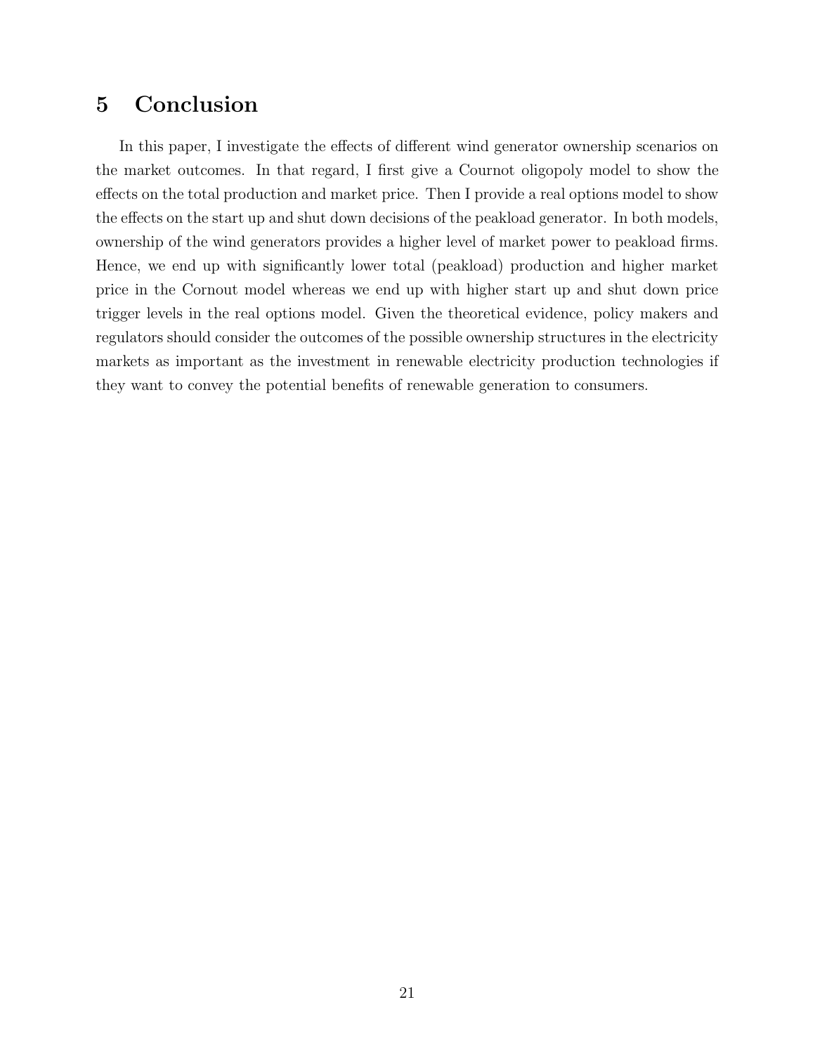## 5 Conclusion

In this paper, I investigate the effects of different wind generator ownership scenarios on the market outcomes. In that regard, I first give a Cournot oligopoly model to show the effects on the total production and market price. Then I provide a real options model to show the effects on the start up and shut down decisions of the peakload generator. In both models, ownership of the wind generators provides a higher level of market power to peakload firms. Hence, we end up with significantly lower total (peakload) production and higher market price in the Cornout model whereas we end up with higher start up and shut down price trigger levels in the real options model. Given the theoretical evidence, policy makers and regulators should consider the outcomes of the possible ownership structures in the electricity markets as important as the investment in renewable electricity production technologies if they want to convey the potential benefits of renewable generation to consumers.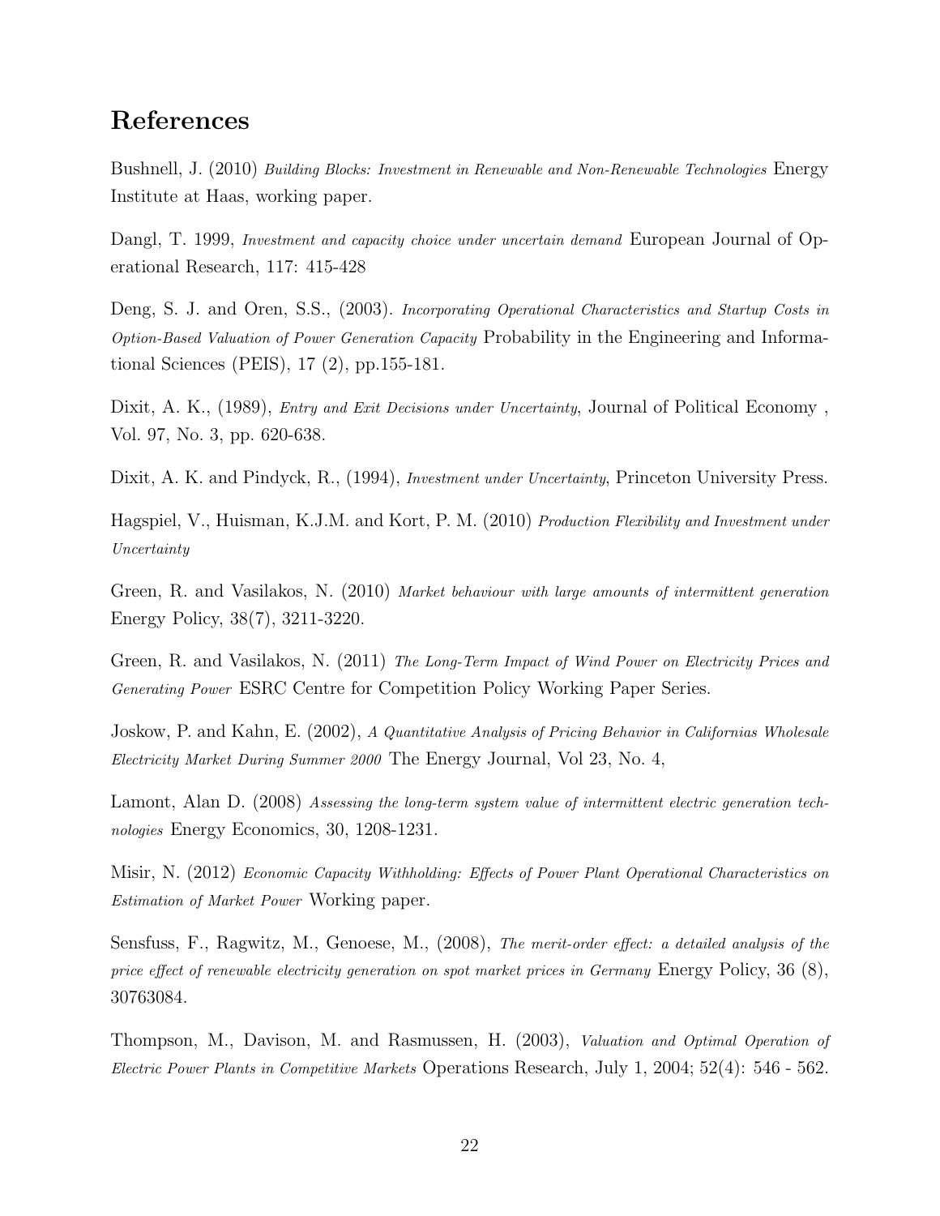## References

Bushnell, J. (2010) *Building Blocks: Investment in Renewable and Non-Renewable Technologies* Energy Institute at Haas, working paper.

Dangl, T. 1999, *Investment and capacity choice under uncertain demand* European Journal of Operational Research, 117: 415-428

Deng, S. J. and Oren, S.S., (2003). *Incorporating Operational Characteristics and Startup Costs in Option-Based Valuation of Power Generation Capacity* Probability in the Engineering and Informational Sciences (PEIS), 17 (2), pp.155-181.

Dixit, A. K., (1989), *Entry and Exit Decisions under Uncertainty*, Journal of Political Economy , Vol. 97, No. 3, pp. 620-638.

Dixit, A. K. and Pindyck, R., (1994), *Investment under Uncertainty*, Princeton University Press.

Hagspiel, V., Huisman, K.J.M. and Kort, P. M. (2010) *Production Flexibility and Investment under Uncertainty*

Green, R. and Vasilakos, N. (2010) *Market behaviour with large amounts of intermittent generation* Energy Policy, 38(7), 3211-3220.

Green, R. and Vasilakos, N. (2011) *The Long-Term Impact of Wind Power on Electricity Prices and Generating Power* ESRC Centre for Competition Policy Working Paper Series.

Joskow, P. and Kahn, E. (2002), *A Quantitative Analysis of Pricing Behavior in Californias Wholesale Electricity Market During Summer 2000* The Energy Journal, Vol 23, No. 4,

Lamont, Alan D. (2008) *Assessing the long-term system value of intermittent electric generation technologies* Energy Economics, 30, 1208-1231.

Misir, N. (2012) *Economic Capacity Withholding: Effects of Power Plant Operational Characteristics on Estimation of Market Power* Working paper.

Sensfuss, F., Ragwitz, M., Genoese, M., (2008), *The merit-order effect: a detailed analysis of the price effect of renewable electricity generation on spot market prices in Germany* Energy Policy, 36 (8), 30763084.

Thompson, M., Davison, M. and Rasmussen, H. (2003), *Valuation and Optimal Operation of Electric Power Plants in Competitive Markets* Operations Research, July 1, 2004; 52(4): 546 - 562.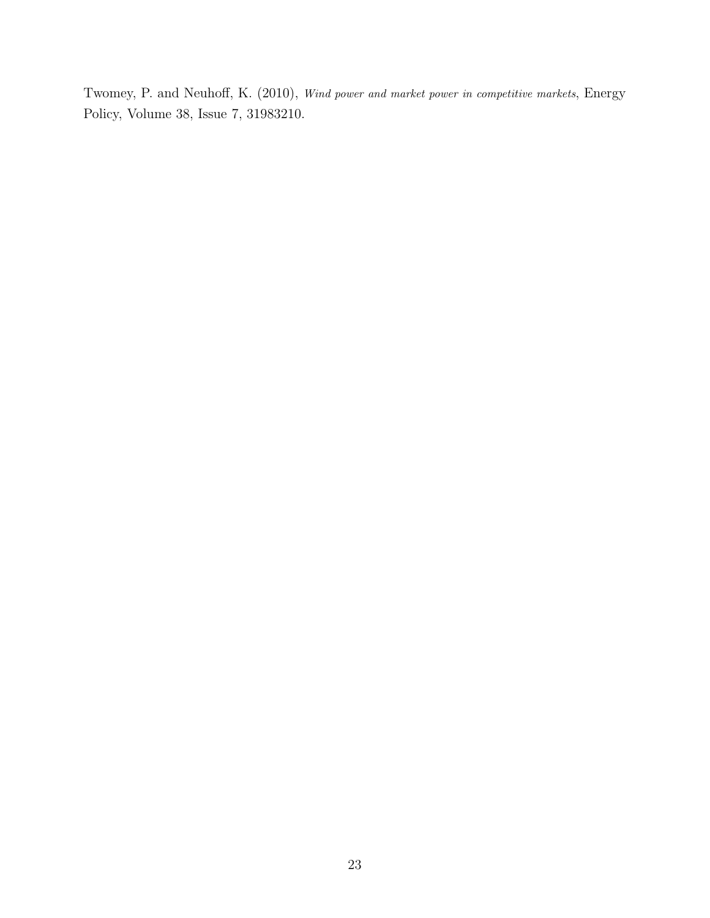Twomey, P. and Neuhoff, K. (2010), *Wind power and market power in competitive markets*, Energy Policy, Volume 38, Issue 7, 31983210.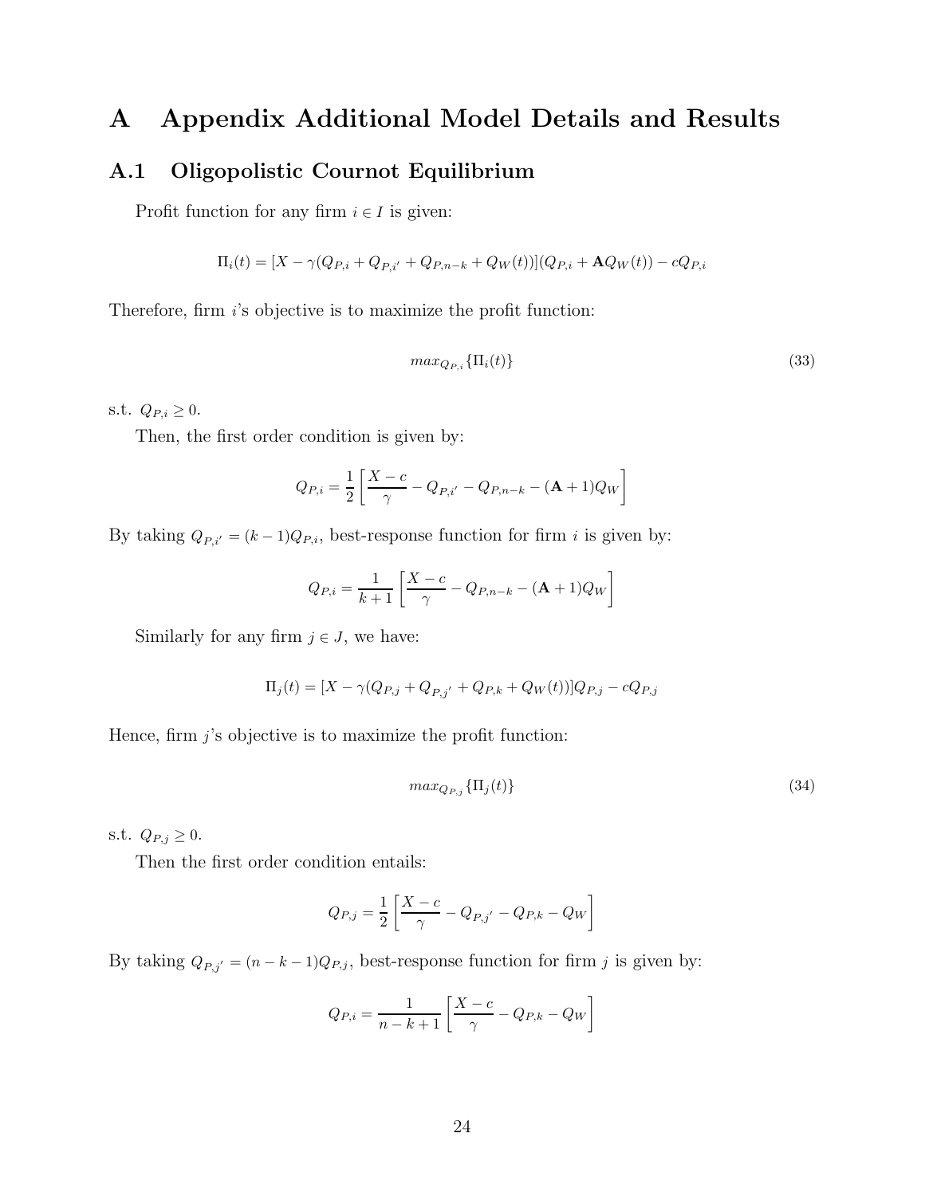# A Appendix Additional Model Details and Results

## A.1 Oligopolistic Cournot Equilibrium

Profit function for any firm $i \in I$ is given:

$$\Pi_i(t) = [X - \gamma(Q_{P,i} + Q_{P,i'} + Q_{P,n-k} + Q_W(t))](Q_{P,i} + \mathbf{A}Q_W(t)) - cQ_{P,i}$$

Therefore, firm $i$'s objective is to maximize the profit function:

$$max_{Q_{P,i}}\{\Pi_i(t)\} \tag{33}$$

s.t. $Q_{P,i} \geq 0$.

Then, the first order condition is given by:

$$Q_{P,i} = \frac{1}{2}\left[\frac{X-c}{\gamma} - Q_{P,i'} - Q_{P,n-k} - (\mathbf{A}+1)Q_W\right]$$

By taking $Q_{P,i'} = (k-1)Q_{P,i}$, best-response function for firm $i$ is given by:

$$Q_{P,i} = \frac{1}{k+1}\left[\frac{X-c}{\gamma} - Q_{P,n-k} - (\mathbf{A}+1)Q_W\right]$$

Similarly for any firm $j \in J$, we have:

$$\Pi_j(t) = [X - \gamma(Q_{P,j} + Q_{P,j'} + Q_{P,k} + Q_W(t))]Q_{P,j} - cQ_{P,j}$$

Hence, firm $j$'s objective is to maximize the profit function:

$$max_{Q_{P,j}}\{\Pi_j(t)\} \tag{34}$$

s.t. $Q_{P,j} \geq 0$.

Then the first order condition entails:

$$Q_{P,j} = \frac{1}{2}\left[\frac{X-c}{\gamma} - Q_{P,j'} - Q_{P,k} - Q_W\right]$$

By taking $Q_{P,j'} = (n-k-1)Q_{P,j}$, best-response function for firm $j$ is given by:

$$Q_{P,i} = \frac{1}{n-k+1}\left[\frac{X-c}{\gamma} - Q_{P,k} - Q_W\right]$$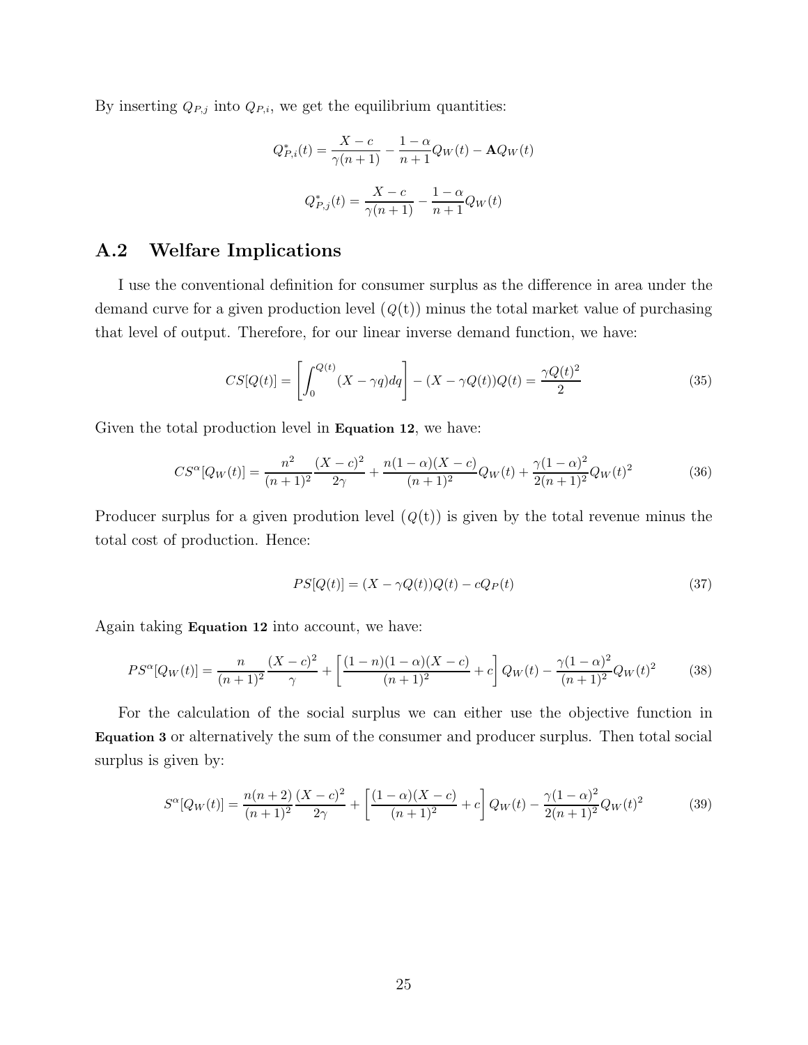By inserting $Q_{P,j}$ into $Q_{P,i}$, we get the equilibrium quantities:

$$Q^*_{P,i}(t) = \frac{X-c}{\gamma(n+1)} - \frac{1-\alpha}{n+1}Q_W(t) - \mathbf{A}Q_W(t)$$

$$Q^*_{P,j}(t) = \frac{X-c}{\gamma(n+1)} - \frac{1-\alpha}{n+1}Q_W(t)$$

## A.2 Welfare Implications

I use the conventional definition for consumer surplus as the difference in area under the demand curve for a given production level ($Q$(t)) minus the total market value of purchasing that level of output. Therefore, for our linear inverse demand function, we have:

$$CS[Q(t)] = \left[\int_0^{Q(t)} (X - \gamma q)dq\right] - (X - \gamma Q(t))Q(t) = \frac{\gamma Q(t)^2}{2} \tag{35}$$

Given the total production level in **Equation 12**, we have:

$$CS^\alpha[Q_W(t)] = \frac{n^2}{(n+1)^2}\frac{(X-c)^2}{2\gamma} + \frac{n(1-\alpha)(X-c)}{(n+1)^2}Q_W(t) + \frac{\gamma(1-\alpha)^2}{2(n+1)^2}Q_W(t)^2 \tag{36}$$

Producer surplus for a given prodution level ($Q$(t)) is given by the total revenue minus the total cost of production. Hence:

$$PS[Q(t)] = (X - \gamma Q(t))Q(t) - cQ_P(t) \tag{37}$$

Again taking **Equation 12** into account, we have:

$$PS^\alpha[Q_W(t)] = \frac{n}{(n+1)^2}\frac{(X-c)^2}{\gamma} + \left[\frac{(1-n)(1-\alpha)(X-c)}{(n+1)^2} + c\right]Q_W(t) - \frac{\gamma(1-\alpha)^2}{(n+1)^2}Q_W(t)^2 \tag{38}$$

For the calculation of the social surplus we can either use the objective function in **Equation 3** or alternatively the sum of the consumer and producer surplus. Then total social surplus is given by:

$$S^\alpha[Q_W(t)] = \frac{n(n+2)}{(n+1)^2}\frac{(X-c)^2}{2\gamma} + \left[\frac{(1-\alpha)(X-c)}{(n+1)^2} + c\right]Q_W(t) - \frac{\gamma(1-\alpha)^2}{2(n+1)^2}Q_W(t)^2 \tag{39}$$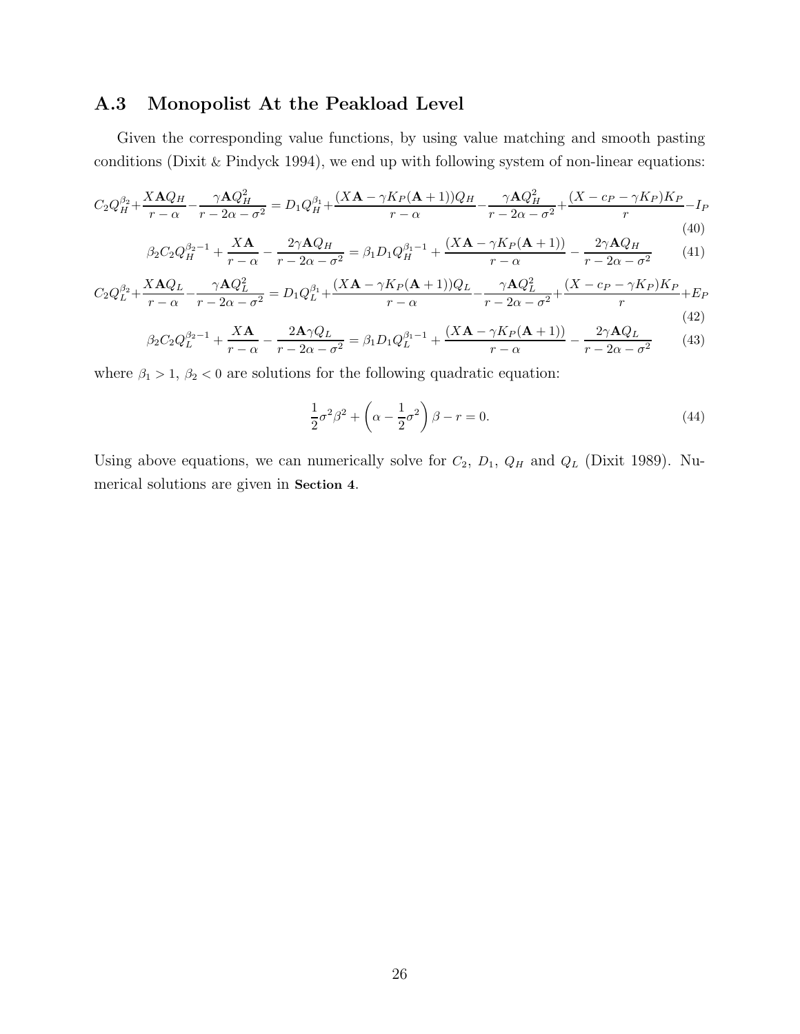## A.3 Monopolist At the Peakload Level

Given the corresponding value functions, by using value matching and smooth pasting conditions (Dixit & Pindyck 1994), we end up with following system of non-linear equations:

$$C_2 Q_H^{\beta_2} + \frac{X\mathbf{A}Q_H}{r-\alpha} - \frac{\gamma \mathbf{A} Q_H^2}{r - 2\alpha - \sigma^2} = D_1 Q_H^{\beta_1} + \frac{(X\mathbf{A} - \gamma K_P(\mathbf{A}+1))Q_H}{r-\alpha} - \frac{\gamma \mathbf{A} Q_H^2}{r-2\alpha-\sigma^2} + \frac{(X - c_P - \gamma K_P)K_P}{r} - I_P \tag{40}$$

$$\beta_2 C_2 Q_H^{\beta_2 - 1} + \frac{X\mathbf{A}}{r-\alpha} - \frac{2\gamma \mathbf{A} Q_H}{r-2\alpha-\sigma^2} = \beta_1 D_1 Q_H^{\beta_1 - 1} + \frac{(X\mathbf{A} - \gamma K_P(\mathbf{A}+1))}{r-\alpha} - \frac{2\gamma \mathbf{A} Q_H}{r-2\alpha-\sigma^2} \tag{41}$$

$$C_2 Q_L^{\beta_2} + \frac{X\mathbf{A}Q_L}{r-\alpha} - \frac{\gamma \mathbf{A} Q_L^2}{r - 2\alpha - \sigma^2} = D_1 Q_L^{\beta_1} + \frac{(X\mathbf{A} - \gamma K_P(\mathbf{A}+1))Q_L}{r-\alpha} - \frac{\gamma \mathbf{A} Q_L^2}{r-2\alpha-\sigma^2} + \frac{(X - c_P - \gamma K_P)K_P}{r} + E_P \tag{42}$$

$$\beta_2 C_2 Q_L^{\beta_2 - 1} + \frac{X\mathbf{A}}{r-\alpha} - \frac{2\mathbf{A}\gamma Q_L}{r-2\alpha-\sigma^2} = \beta_1 D_1 Q_L^{\beta_1 - 1} + \frac{(X\mathbf{A} - \gamma K_P(\mathbf{A}+1))}{r-\alpha} - \frac{2\gamma \mathbf{A} Q_L}{r-2\alpha-\sigma^2} \tag{43}$$

where $\beta_1 > 1$, $\beta_2 < 0$ are solutions for the following quadratic equation:

$$\frac{1}{2}\sigma^2 \beta^2 + \left(\alpha - \frac{1}{2}\sigma^2\right)\beta - r = 0. \tag{44}$$

Using above equations, we can numerically solve for $C_2$, $D_1$, $Q_H$ and $Q_L$ (Dixit 1989). Numerical solutions are given in **Section 4**.